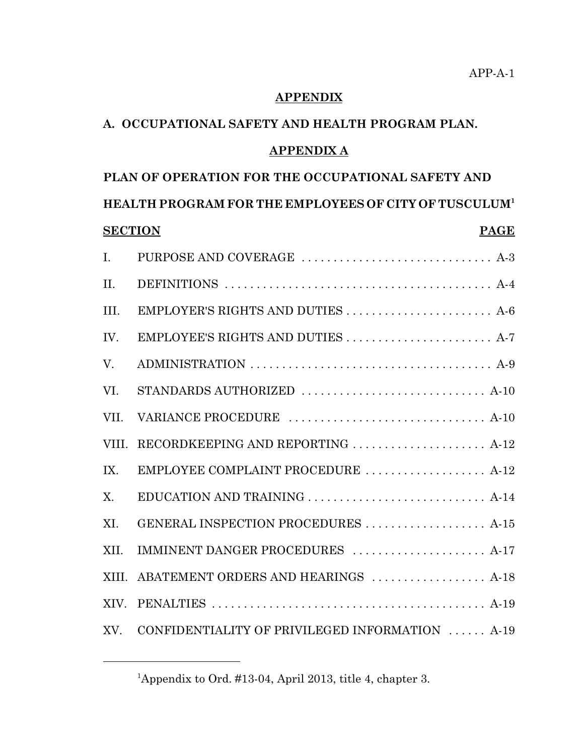# APPENDIX

## A. OCCUPATIONAL SAFETY AND HEALTH PROGRAM PLAN.

## APPENDIX A

## PLAN OF OPERATION FOR THE OCCUPATIONAL SAFETY AND HEALTH PROGRAM FOR THE EMPLOYEES OF CITY OF TUSCULUM[1]

| SECTION | | PAGE |
|---|---|---|
| I. | PURPOSE AND COVERAGE | A-3 |
| II. | DEFINITIONS | A-4 |
| III. | EMPLOYER'S RIGHTS AND DUTIES | A-6 |
| IV. | EMPLOYEE'S RIGHTS AND DUTIES | A-7 |
| V. | ADMINISTRATION | A-9 |
| VI. | STANDARDS AUTHORIZED | A-10 |
| VII. | VARIANCE PROCEDURE | A-10 |
| VIII. | RECORDKEEPING AND REPORTING | A-12 |
| IX. | EMPLOYEE COMPLAINT PROCEDURE | A-12 |
| X. | EDUCATION AND TRAINING | A-14 |
| XI. | GENERAL INSPECTION PROCEDURES | A-15 |
| XII. | IMMINENT DANGER PROCEDURES | A-17 |
| XIII. | ABATEMENT ORDERS AND HEARINGS | A-18 |
| XIV. | PENALTIES | A-19 |
| XV. | CONFIDENTIALITY OF PRIVILEGED INFORMATION | A-19 |

---

[1] Appendix to Ord. #13-04, April 2013, title 4, chapter 3.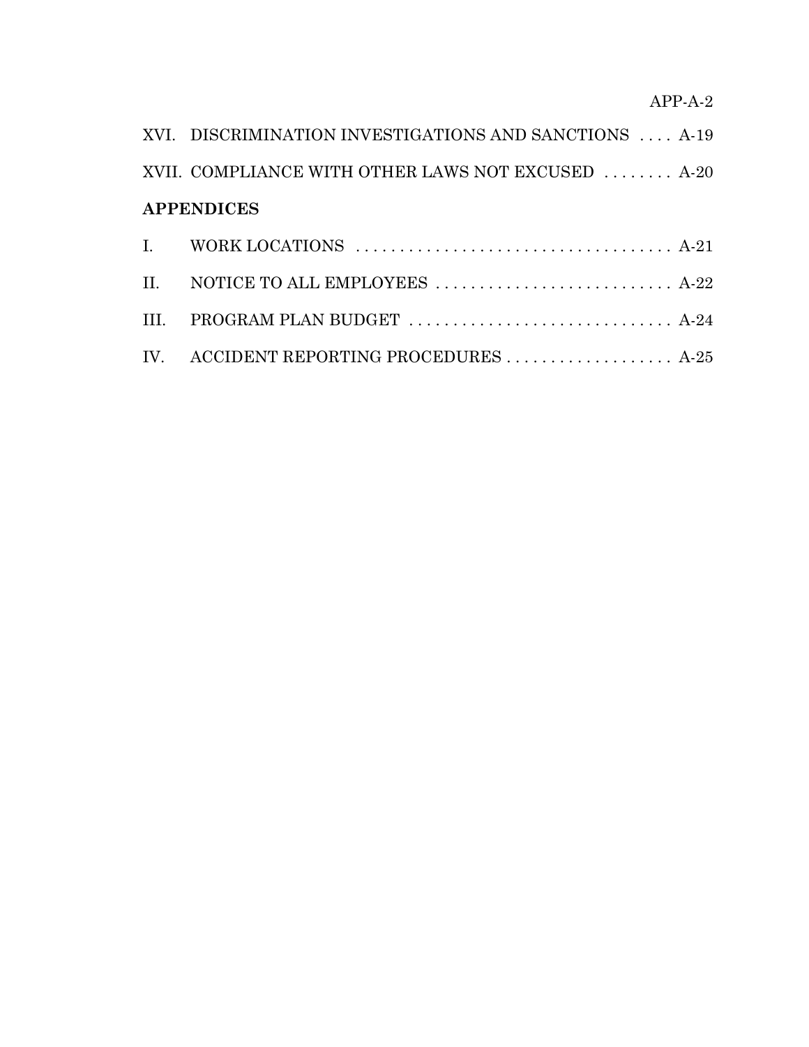XVI. DISCRIMINATION INVESTIGATIONS AND SANCTIONS .... A-19

XVII. COMPLIANCE WITH OTHER LAWS NOT EXCUSED ........ A-20

**APPENDICES**

I. WORK LOCATIONS .................................... A-21

II. NOTICE TO ALL EMPLOYEES .......................... A-22

III. PROGRAM PLAN BUDGET .............................. A-24

IV. ACCIDENT REPORTING PROCEDURES ................... A-25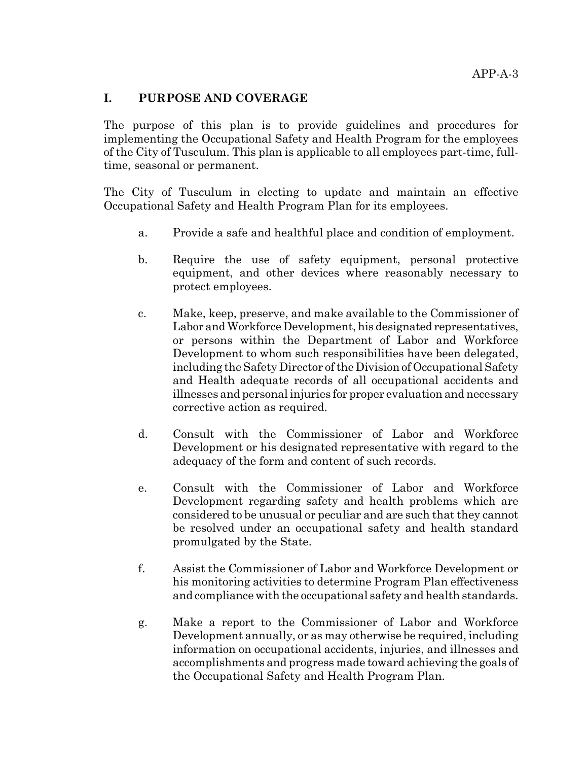## I. PURPOSE AND COVERAGE

The purpose of this plan is to provide guidelines and procedures for implementing the Occupational Safety and Health Program for the employees of the City of Tusculum. This plan is applicable to all employees part-time, full-time, seasonal or permanent.

The City of Tusculum in electing to update and maintain an effective Occupational Safety and Health Program Plan for its employees.

a. Provide a safe and healthful place and condition of employment.

b. Require the use of safety equipment, personal protective equipment, and other devices where reasonably necessary to protect employees.

c. Make, keep, preserve, and make available to the Commissioner of Labor and Workforce Development, his designated representatives, or persons within the Department of Labor and Workforce Development to whom such responsibilities have been delegated, including the Safety Director of the Division of Occupational Safety and Health adequate records of all occupational accidents and illnesses and personal injuries for proper evaluation and necessary corrective action as required.

d. Consult with the Commissioner of Labor and Workforce Development or his designated representative with regard to the adequacy of the form and content of such records.

e. Consult with the Commissioner of Labor and Workforce Development regarding safety and health problems which are considered to be unusual or peculiar and are such that they cannot be resolved under an occupational safety and health standard promulgated by the State.

f. Assist the Commissioner of Labor and Workforce Development or his monitoring activities to determine Program Plan effectiveness and compliance with the occupational safety and health standards.

g. Make a report to the Commissioner of Labor and Workforce Development annually, or as may otherwise be required, including information on occupational accidents, injuries, and illnesses and accomplishments and progress made toward achieving the goals of the Occupational Safety and Health Program Plan.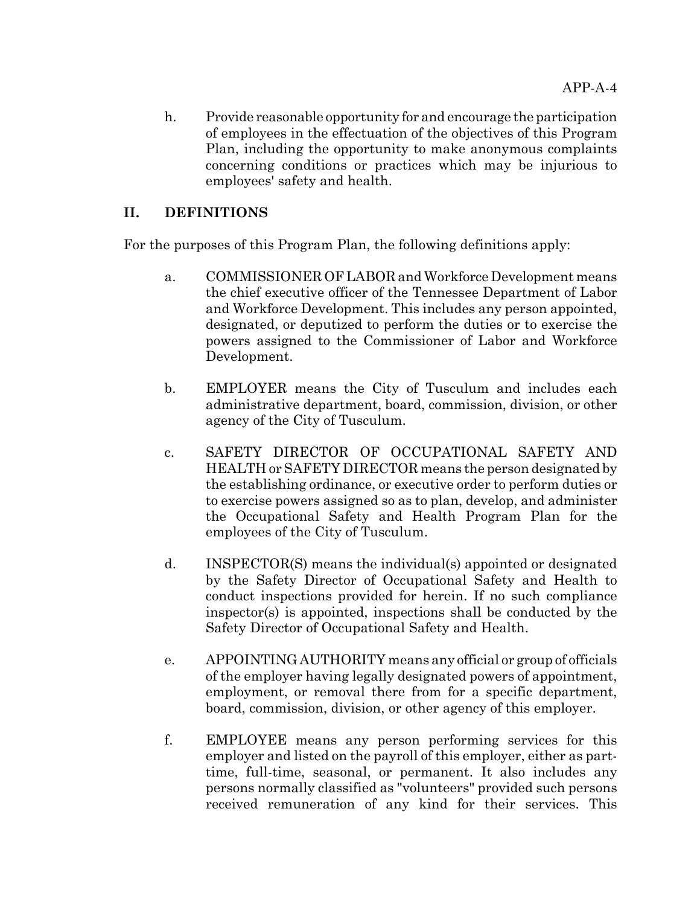h. Provide reasonable opportunity for and encourage the participation of employees in the effectuation of the objectives of this Program Plan, including the opportunity to make anonymous complaints concerning conditions or practices which may be injurious to employees' safety and health.

## II. DEFINITIONS

For the purposes of this Program Plan, the following definitions apply:

a. COMMISSIONER OF LABOR and Workforce Development means the chief executive officer of the Tennessee Department of Labor and Workforce Development. This includes any person appointed, designated, or deputized to perform the duties or to exercise the powers assigned to the Commissioner of Labor and Workforce Development.

b. EMPLOYER means the City of Tusculum and includes each administrative department, board, commission, division, or other agency of the City of Tusculum.

c. SAFETY DIRECTOR OF OCCUPATIONAL SAFETY AND HEALTH or SAFETY DIRECTOR means the person designated by the establishing ordinance, or executive order to perform duties or to exercise powers assigned so as to plan, develop, and administer the Occupational Safety and Health Program Plan for the employees of the City of Tusculum.

d. INSPECTOR(S) means the individual(s) appointed or designated by the Safety Director of Occupational Safety and Health to conduct inspections provided for herein. If no such compliance inspector(s) is appointed, inspections shall be conducted by the Safety Director of Occupational Safety and Health.

e. APPOINTING AUTHORITY means any official or group of officials of the employer having legally designated powers of appointment, employment, or removal there from for a specific department, board, commission, division, or other agency of this employer.

f. EMPLOYEE means any person performing services for this employer and listed on the payroll of this employer, either as part-time, full-time, seasonal, or permanent. It also includes any persons normally classified as "volunteers" provided such persons received remuneration of any kind for their services. This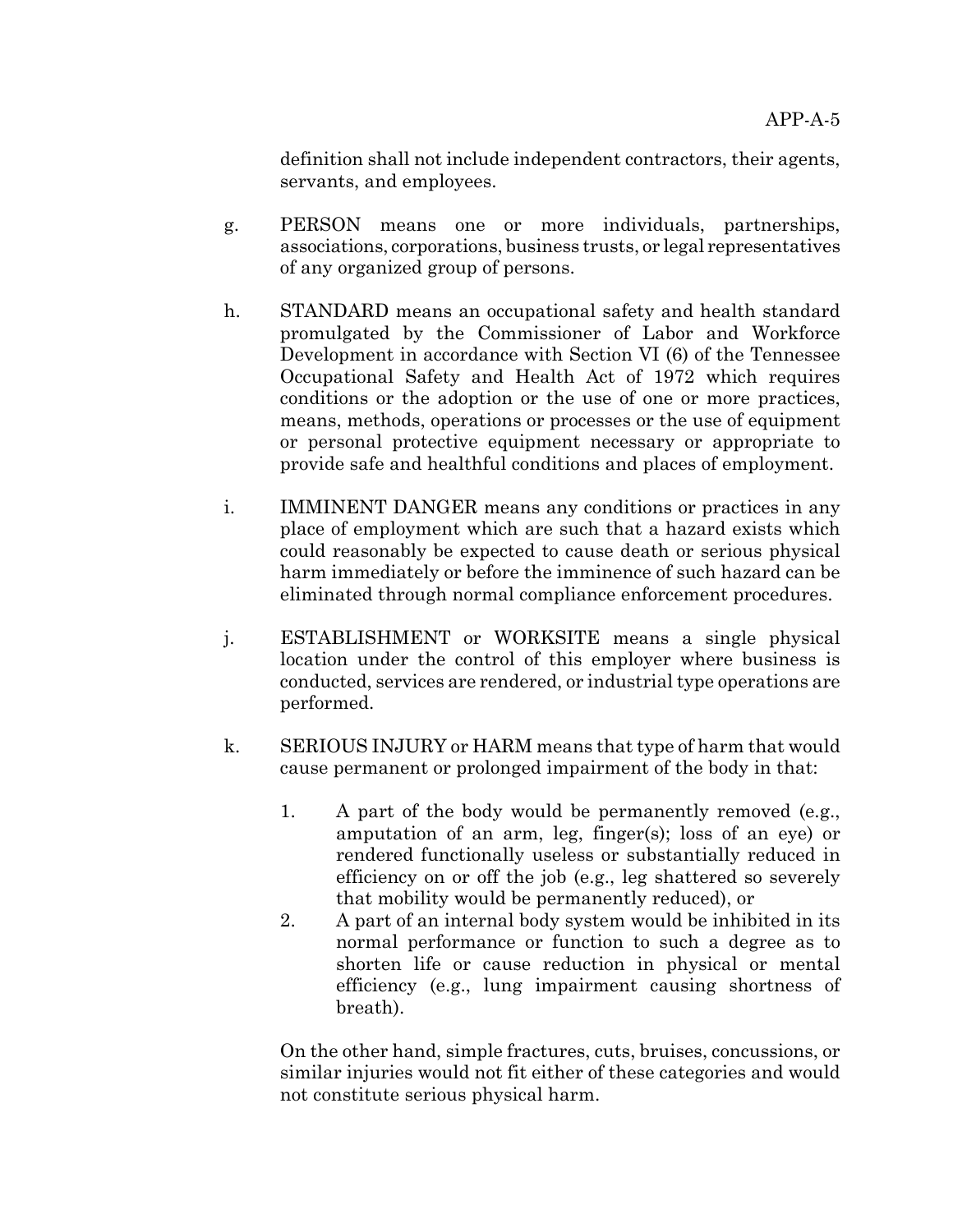definition shall not include independent contractors, their agents, servants, and employees.

g. PERSON means one or more individuals, partnerships, associations, corporations, business trusts, or legal representatives of any organized group of persons.

h. STANDARD means an occupational safety and health standard promulgated by the Commissioner of Labor and Workforce Development in accordance with Section VI (6) of the Tennessee Occupational Safety and Health Act of 1972 which requires conditions or the adoption or the use of one or more practices, means, methods, operations or processes or the use of equipment or personal protective equipment necessary or appropriate to provide safe and healthful conditions and places of employment.

i. IMMINENT DANGER means any conditions or practices in any place of employment which are such that a hazard exists which could reasonably be expected to cause death or serious physical harm immediately or before the imminence of such hazard can be eliminated through normal compliance enforcement procedures.

j. ESTABLISHMENT or WORKSITE means a single physical location under the control of this employer where business is conducted, services are rendered, or industrial type operations are performed.

k. SERIOUS INJURY or HARM means that type of harm that would cause permanent or prolonged impairment of the body in that:

   1. A part of the body would be permanently removed (e.g., amputation of an arm, leg, finger(s); loss of an eye) or rendered functionally useless or substantially reduced in efficiency on or off the job (e.g., leg shattered so severely that mobility would be permanently reduced), or
   2. A part of an internal body system would be inhibited in its normal performance or function to such a degree as to shorten life or cause reduction in physical or mental efficiency (e.g., lung impairment causing shortness of breath).

   On the other hand, simple fractures, cuts, bruises, concussions, or similar injuries would not fit either of these categories and would not constitute serious physical harm.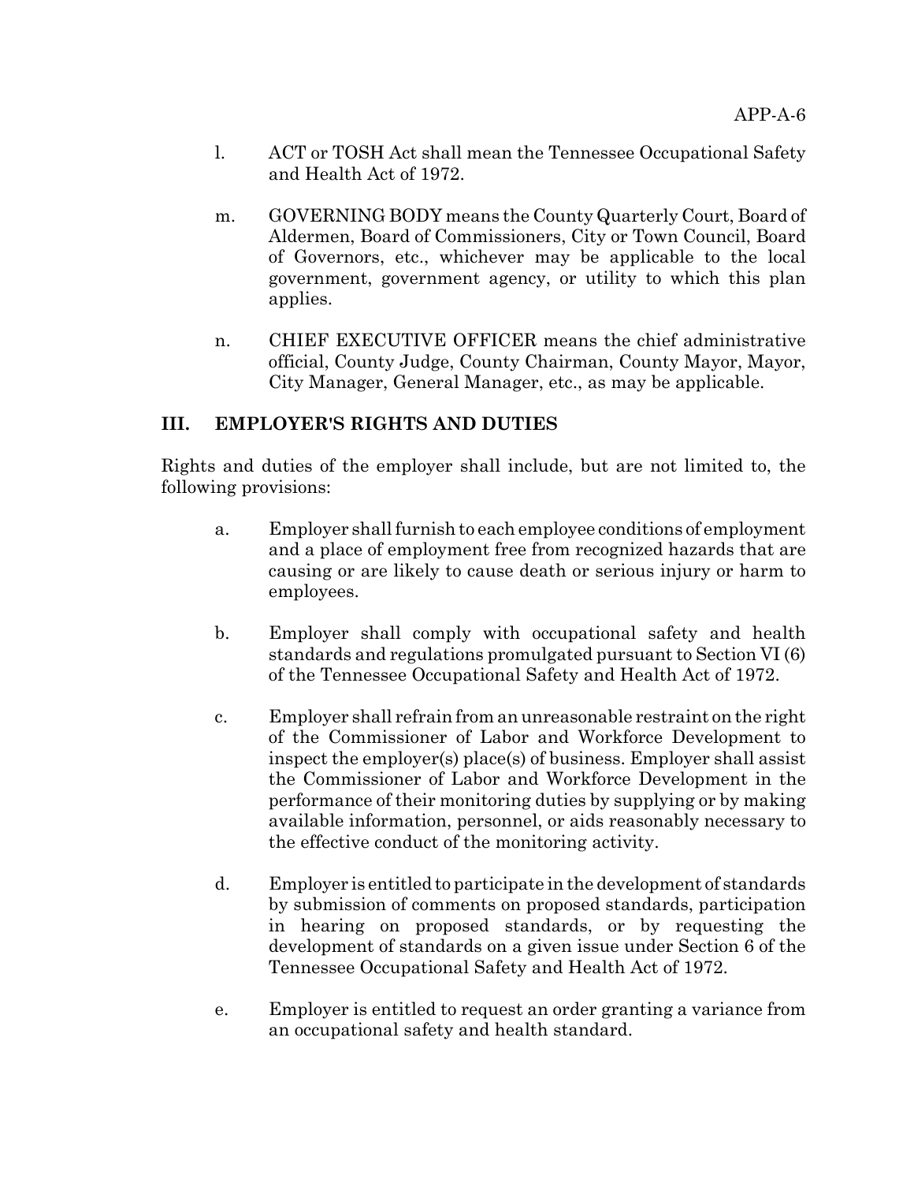l. ACT or TOSH Act shall mean the Tennessee Occupational Safety and Health Act of 1972.

m. GOVERNING BODY means the County Quarterly Court, Board of Aldermen, Board of Commissioners, City or Town Council, Board of Governors, etc., whichever may be applicable to the local government, government agency, or utility to which this plan applies.

n. CHIEF EXECUTIVE OFFICER means the chief administrative official, County Judge, County Chairman, County Mayor, Mayor, City Manager, General Manager, etc., as may be applicable.

## III. EMPLOYER'S RIGHTS AND DUTIES

Rights and duties of the employer shall include, but are not limited to, the following provisions:

a. Employer shall furnish to each employee conditions of employment and a place of employment free from recognized hazards that are causing or are likely to cause death or serious injury or harm to employees.

b. Employer shall comply with occupational safety and health standards and regulations promulgated pursuant to Section VI (6) of the Tennessee Occupational Safety and Health Act of 1972.

c. Employer shall refrain from an unreasonable restraint on the right of the Commissioner of Labor and Workforce Development to inspect the employer(s) place(s) of business. Employer shall assist the Commissioner of Labor and Workforce Development in the performance of their monitoring duties by supplying or by making available information, personnel, or aids reasonably necessary to the effective conduct of the monitoring activity.

d. Employer is entitled to participate in the development of standards by submission of comments on proposed standards, participation in hearing on proposed standards, or by requesting the development of standards on a given issue under Section 6 of the Tennessee Occupational Safety and Health Act of 1972.

e. Employer is entitled to request an order granting a variance from an occupational safety and health standard.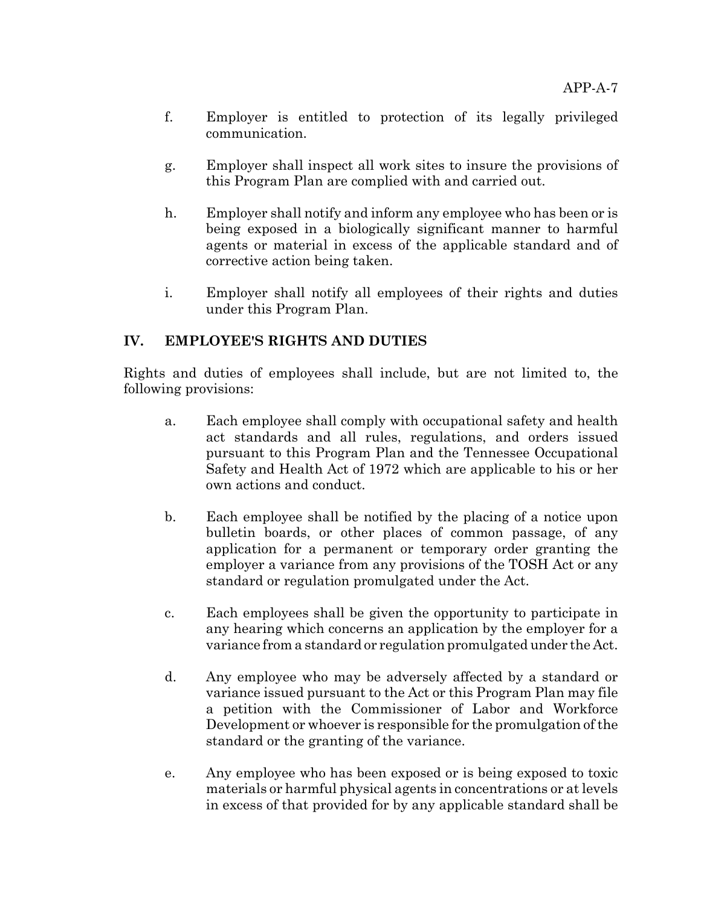f. Employer is entitled to protection of its legally privileged communication.

g. Employer shall inspect all work sites to insure the provisions of this Program Plan are complied with and carried out.

h. Employer shall notify and inform any employee who has been or is being exposed in a biologically significant manner to harmful agents or material in excess of the applicable standard and of corrective action being taken.

i. Employer shall notify all employees of their rights and duties under this Program Plan.

## IV. EMPLOYEE'S RIGHTS AND DUTIES

Rights and duties of employees shall include, but are not limited to, the following provisions:

a. Each employee shall comply with occupational safety and health act standards and all rules, regulations, and orders issued pursuant to this Program Plan and the Tennessee Occupational Safety and Health Act of 1972 which are applicable to his or her own actions and conduct.

b. Each employee shall be notified by the placing of a notice upon bulletin boards, or other places of common passage, of any application for a permanent or temporary order granting the employer a variance from any provisions of the TOSH Act or any standard or regulation promulgated under the Act.

c. Each employees shall be given the opportunity to participate in any hearing which concerns an application by the employer for a variance from a standard or regulation promulgated under the Act.

d. Any employee who may be adversely affected by a standard or variance issued pursuant to the Act or this Program Plan may file a petition with the Commissioner of Labor and Workforce Development or whoever is responsible for the promulgation of the standard or the granting of the variance.

e. Any employee who has been exposed or is being exposed to toxic materials or harmful physical agents in concentrations or at levels in excess of that provided for by any applicable standard shall be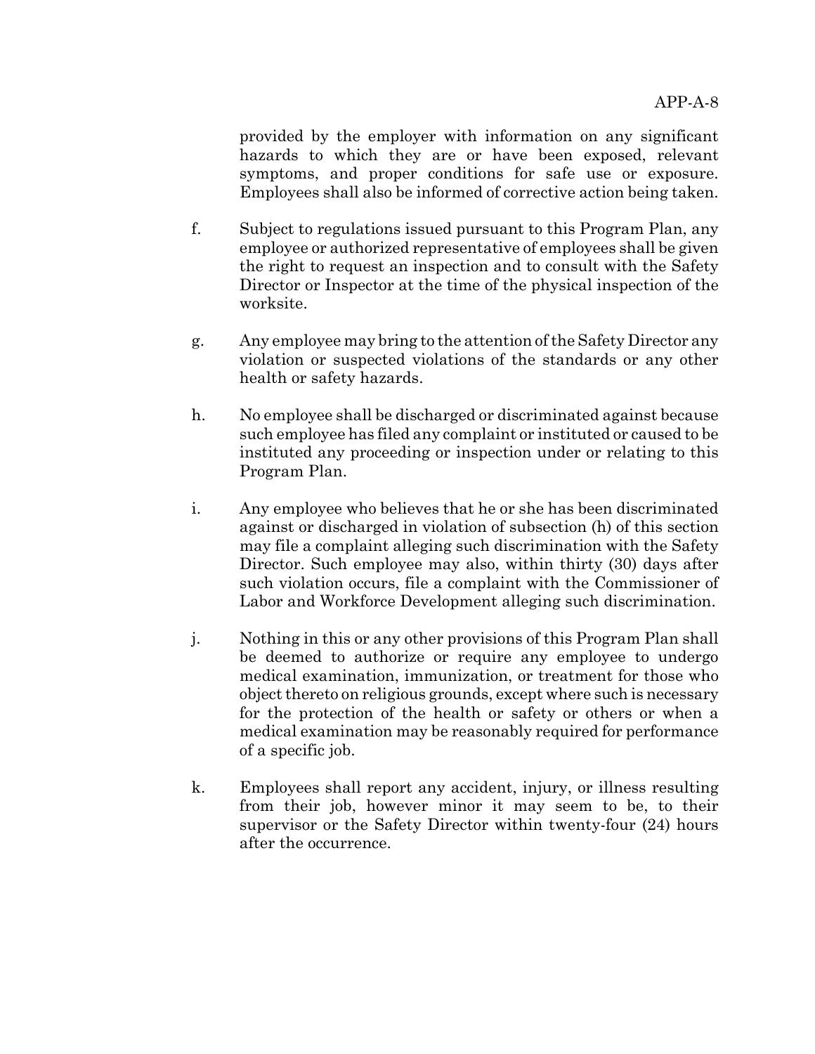provided by the employer with information on any significant hazards to which they are or have been exposed, relevant symptoms, and proper conditions for safe use or exposure. Employees shall also be informed of corrective action being taken.

f. Subject to regulations issued pursuant to this Program Plan, any employee or authorized representative of employees shall be given the right to request an inspection and to consult with the Safety Director or Inspector at the time of the physical inspection of the worksite.

g. Any employee may bring to the attention of the Safety Director any violation or suspected violations of the standards or any other health or safety hazards.

h. No employee shall be discharged or discriminated against because such employee has filed any complaint or instituted or caused to be instituted any proceeding or inspection under or relating to this Program Plan.

i. Any employee who believes that he or she has been discriminated against or discharged in violation of subsection (h) of this section may file a complaint alleging such discrimination with the Safety Director. Such employee may also, within thirty (30) days after such violation occurs, file a complaint with the Commissioner of Labor and Workforce Development alleging such discrimination.

j. Nothing in this or any other provisions of this Program Plan shall be deemed to authorize or require any employee to undergo medical examination, immunization, or treatment for those who object thereto on religious grounds, except where such is necessary for the protection of the health or safety or others or when a medical examination may be reasonably required for performance of a specific job.

k. Employees shall report any accident, injury, or illness resulting from their job, however minor it may seem to be, to their supervisor or the Safety Director within twenty-four (24) hours after the occurrence.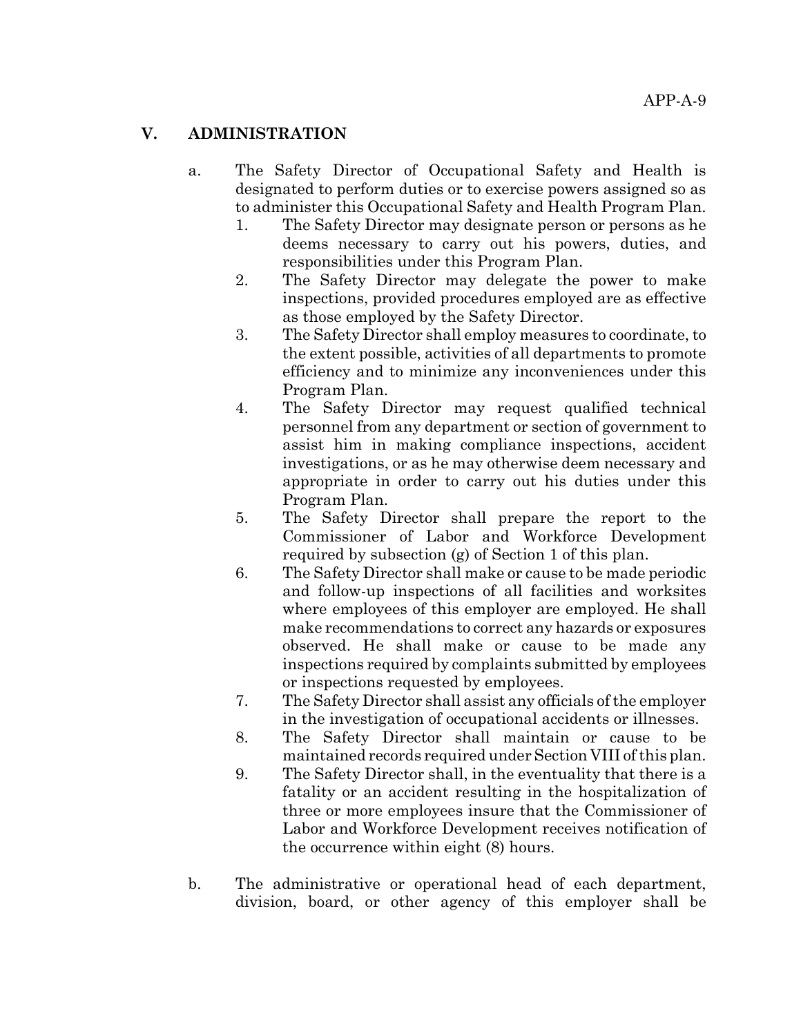## V. ADMINISTRATION

a. The Safety Director of Occupational Safety and Health is designated to perform duties or to exercise powers assigned so as to administer this Occupational Safety and Health Program Plan.

   1. The Safety Director may designate person or persons as he deems necessary to carry out his powers, duties, and responsibilities under this Program Plan.
   2. The Safety Director may delegate the power to make inspections, provided procedures employed are as effective as those employed by the Safety Director.
   3. The Safety Director shall employ measures to coordinate, to the extent possible, activities of all departments to promote efficiency and to minimize any inconveniences under this Program Plan.
   4. The Safety Director may request qualified technical personnel from any department or section of government to assist him in making compliance inspections, accident investigations, or as he may otherwise deem necessary and appropriate in order to carry out his duties under this Program Plan.
   5. The Safety Director shall prepare the report to the Commissioner of Labor and Workforce Development required by subsection (g) of Section 1 of this plan.
   6. The Safety Director shall make or cause to be made periodic and follow-up inspections of all facilities and worksites where employees of this employer are employed. He shall make recommendations to correct any hazards or exposures observed. He shall make or cause to be made any inspections required by complaints submitted by employees or inspections requested by employees.
   7. The Safety Director shall assist any officials of the employer in the investigation of occupational accidents or illnesses.
   8. The Safety Director shall maintain or cause to be maintained records required under Section VIII of this plan.
   9. The Safety Director shall, in the eventuality that there is a fatality or an accident resulting in the hospitalization of three or more employees insure that the Commissioner of Labor and Workforce Development receives notification of the occurrence within eight (8) hours.

b. The administrative or operational head of each department, division, board, or other agency of this employer shall be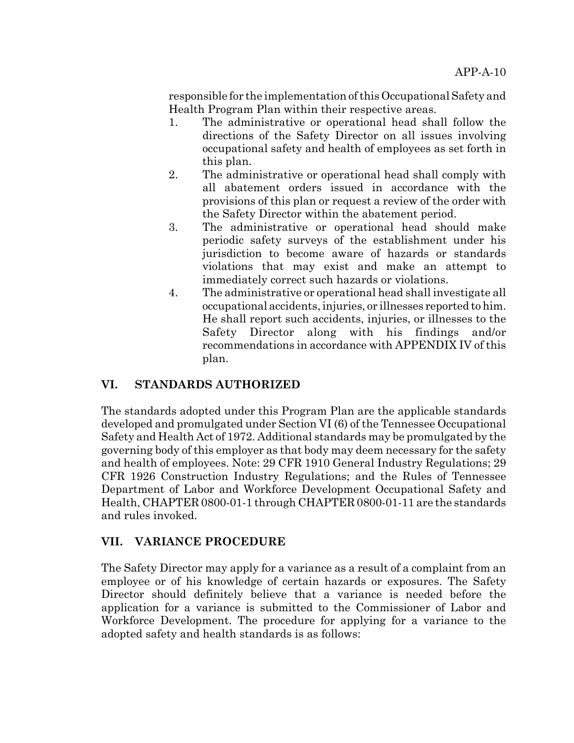responsible for the implementation of this Occupational Safety and Health Program Plan within their respective areas.

1. The administrative or operational head shall follow the directions of the Safety Director on all issues involving occupational safety and health of employees as set forth in this plan.
2. The administrative or operational head shall comply with all abatement orders issued in accordance with the provisions of this plan or request a review of the order with the Safety Director within the abatement period.
3. The administrative or operational head should make periodic safety surveys of the establishment under his jurisdiction to become aware of hazards or standards violations that may exist and make an attempt to immediately correct such hazards or violations.
4. The administrative or operational head shall investigate all occupational accidents, injuries, or illnesses reported to him. He shall report such accidents, injuries, or illnesses to the Safety Director along with his findings and/or recommendations in accordance with APPENDIX IV of this plan.

## VI. STANDARDS AUTHORIZED

The standards adopted under this Program Plan are the applicable standards developed and promulgated under Section VI (6) of the Tennessee Occupational Safety and Health Act of 1972. Additional standards may be promulgated by the governing body of this employer as that body may deem necessary for the safety and health of employees. Note: 29 CFR 1910 General Industry Regulations; 29 CFR 1926 Construction Industry Regulations; and the Rules of Tennessee Department of Labor and Workforce Development Occupational Safety and Health, CHAPTER 0800-01-1 through CHAPTER 0800-01-11 are the standards and rules invoked.

## VII. VARIANCE PROCEDURE

The Safety Director may apply for a variance as a result of a complaint from an employee or of his knowledge of certain hazards or exposures. The Safety Director should definitely believe that a variance is needed before the application for a variance is submitted to the Commissioner of Labor and Workforce Development. The procedure for applying for a variance to the adopted safety and health standards is as follows: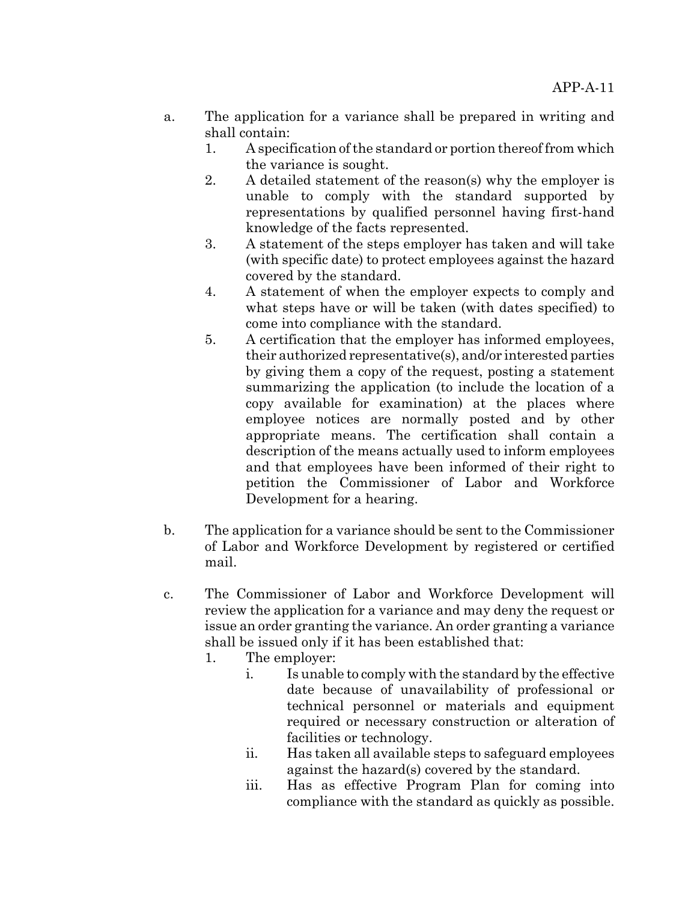a. The application for a variance shall be prepared in writing and shall contain:
   1. A specification of the standard or portion thereof from which the variance is sought.
   2. A detailed statement of the reason(s) why the employer is unable to comply with the standard supported by representations by qualified personnel having first-hand knowledge of the facts represented.
   3. A statement of the steps employer has taken and will take (with specific date) to protect employees against the hazard covered by the standard.
   4. A statement of when the employer expects to comply and what steps have or will be taken (with dates specified) to come into compliance with the standard.
   5. A certification that the employer has informed employees, their authorized representative(s), and/or interested parties by giving them a copy of the request, posting a statement summarizing the application (to include the location of a copy available for examination) at the places where employee notices are normally posted and by other appropriate means. The certification shall contain a description of the means actually used to inform employees and that employees have been informed of their right to petition the Commissioner of Labor and Workforce Development for a hearing.

b. The application for a variance should be sent to the Commissioner of Labor and Workforce Development by registered or certified mail.

c. The Commissioner of Labor and Workforce Development will review the application for a variance and may deny the request or issue an order granting the variance. An order granting a variance shall be issued only if it has been established that:
   1. The employer:
      i. Is unable to comply with the standard by the effective date because of unavailability of professional or technical personnel or materials and equipment required or necessary construction or alteration of facilities or technology.
      ii. Has taken all available steps to safeguard employees against the hazard(s) covered by the standard.
      iii. Has as effective Program Plan for coming into compliance with the standard as quickly as possible.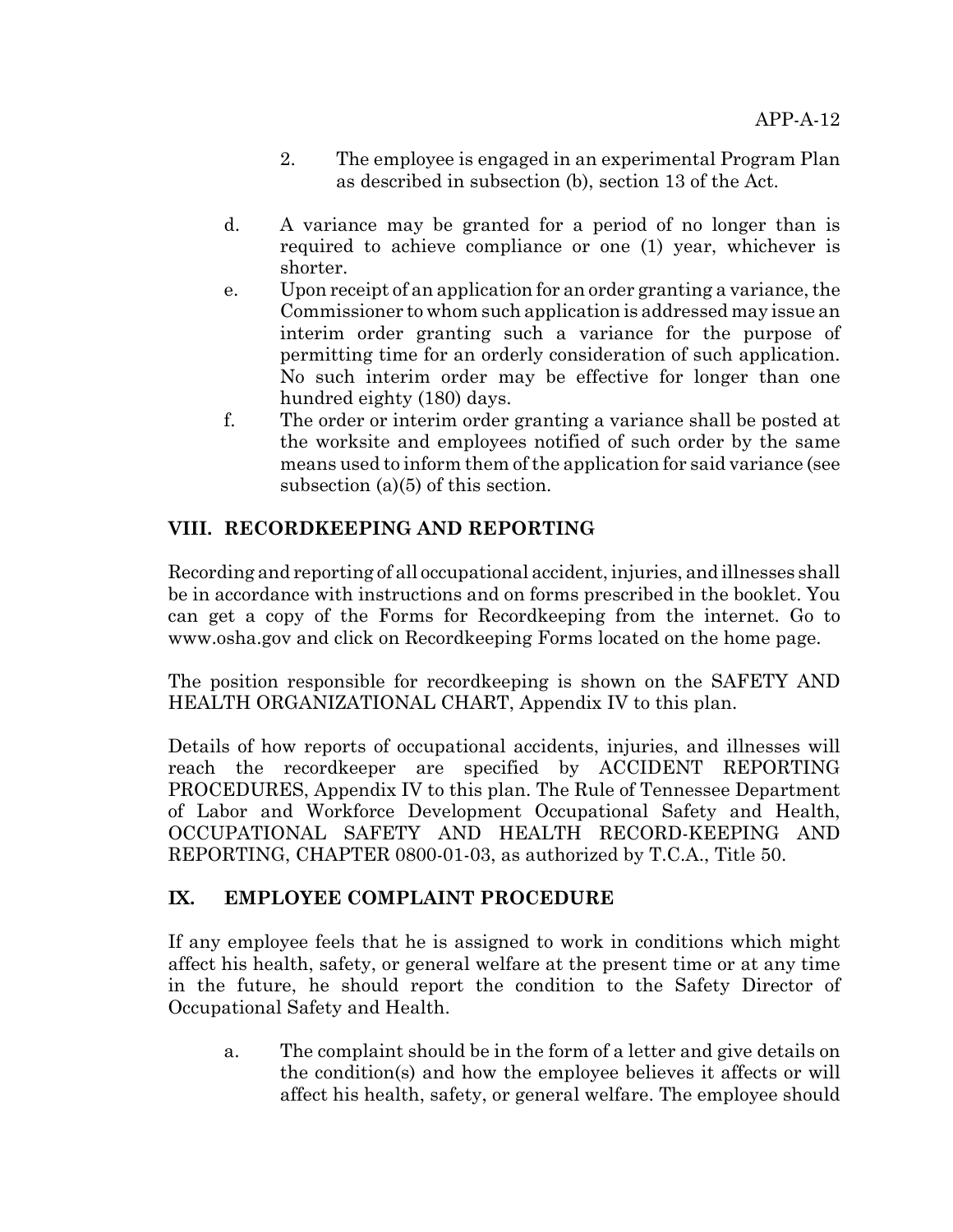2. The employee is engaged in an experimental Program Plan as described in subsection (b), section 13 of the Act.

d. A variance may be granted for a period of no longer than is required to achieve compliance or one (1) year, whichever is shorter.

e. Upon receipt of an application for an order granting a variance, the Commissioner to whom such application is addressed may issue an interim order granting such a variance for the purpose of permitting time for an orderly consideration of such application. No such interim order may be effective for longer than one hundred eighty (180) days.

f. The order or interim order granting a variance shall be posted at the worksite and employees notified of such order by the same means used to inform them of the application for said variance (see subsection (a)(5) of this section.

## VIII. RECORDKEEPING AND REPORTING

Recording and reporting of all occupational accident, injuries, and illnesses shall be in accordance with instructions and on forms prescribed in the booklet. You can get a copy of the Forms for Recordkeeping from the internet. Go to www.osha.gov and click on Recordkeeping Forms located on the home page.

The position responsible for recordkeeping is shown on the SAFETY AND HEALTH ORGANIZATIONAL CHART, Appendix IV to this plan.

Details of how reports of occupational accidents, injuries, and illnesses will reach the recordkeeper are specified by ACCIDENT REPORTING PROCEDURES, Appendix IV to this plan. The Rule of Tennessee Department of Labor and Workforce Development Occupational Safety and Health, OCCUPATIONAL SAFETY AND HEALTH RECORD-KEEPING AND REPORTING, CHAPTER 0800-01-03, as authorized by T.C.A., Title 50.

## IX. EMPLOYEE COMPLAINT PROCEDURE

If any employee feels that he is assigned to work in conditions which might affect his health, safety, or general welfare at the present time or at any time in the future, he should report the condition to the Safety Director of Occupational Safety and Health.

a. The complaint should be in the form of a letter and give details on the condition(s) and how the employee believes it affects or will affect his health, safety, or general welfare. The employee should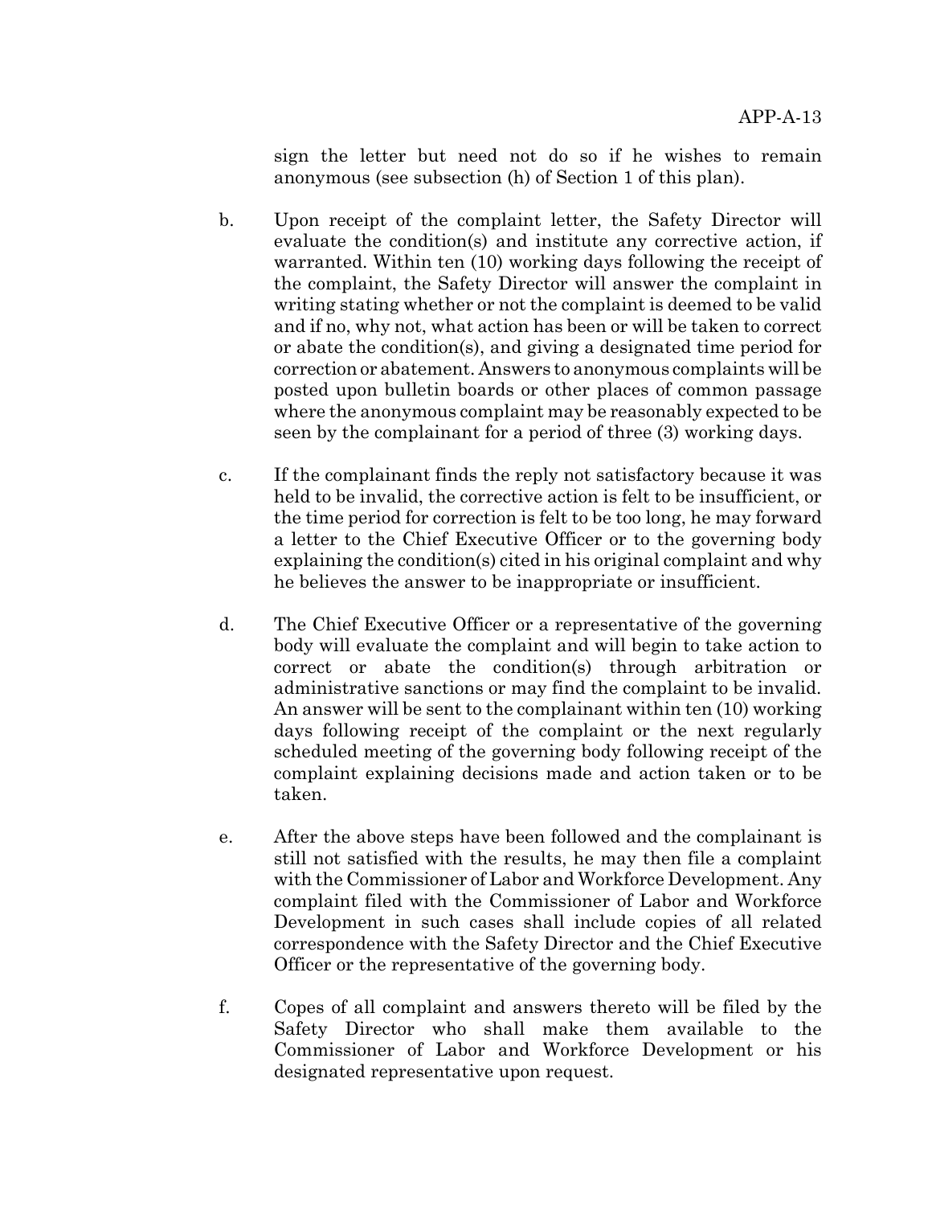sign the letter but need not do so if he wishes to remain anonymous (see subsection (h) of Section 1 of this plan).

b. Upon receipt of the complaint letter, the Safety Director will evaluate the condition(s) and institute any corrective action, if warranted. Within ten (10) working days following the receipt of the complaint, the Safety Director will answer the complaint in writing stating whether or not the complaint is deemed to be valid and if no, why not, what action has been or will be taken to correct or abate the condition(s), and giving a designated time period for correction or abatement. Answers to anonymous complaints will be posted upon bulletin boards or other places of common passage where the anonymous complaint may be reasonably expected to be seen by the complainant for a period of three (3) working days.

c. If the complainant finds the reply not satisfactory because it was held to be invalid, the corrective action is felt to be insufficient, or the time period for correction is felt to be too long, he may forward a letter to the Chief Executive Officer or to the governing body explaining the condition(s) cited in his original complaint and why he believes the answer to be inappropriate or insufficient.

d. The Chief Executive Officer or a representative of the governing body will evaluate the complaint and will begin to take action to correct or abate the condition(s) through arbitration or administrative sanctions or may find the complaint to be invalid. An answer will be sent to the complainant within ten (10) working days following receipt of the complaint or the next regularly scheduled meeting of the governing body following receipt of the complaint explaining decisions made and action taken or to be taken.

e. After the above steps have been followed and the complainant is still not satisfied with the results, he may then file a complaint with the Commissioner of Labor and Workforce Development. Any complaint filed with the Commissioner of Labor and Workforce Development in such cases shall include copies of all related correspondence with the Safety Director and the Chief Executive Officer or the representative of the governing body.

f. Copes of all complaint and answers thereto will be filed by the Safety Director who shall make them available to the Commissioner of Labor and Workforce Development or his designated representative upon request.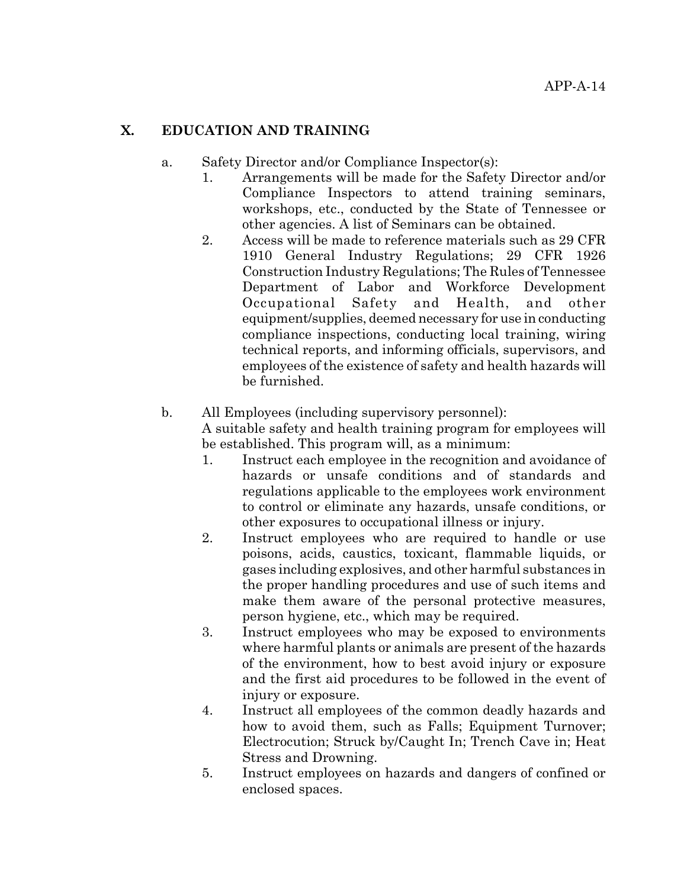## X. EDUCATION AND TRAINING

a. Safety Director and/or Compliance Inspector(s):

1. Arrangements will be made for the Safety Director and/or Compliance Inspectors to attend training seminars, workshops, etc., conducted by the State of Tennessee or other agencies. A list of Seminars can be obtained.
2. Access will be made to reference materials such as 29 CFR 1910 General Industry Regulations; 29 CFR 1926 Construction Industry Regulations; The Rules of Tennessee Department of Labor and Workforce Development Occupational Safety and Health, and other equipment/supplies, deemed necessary for use in conducting compliance inspections, conducting local training, wiring technical reports, and informing officials, supervisors, and employees of the existence of safety and health hazards will be furnished.

b. All Employees (including supervisory personnel):
A suitable safety and health training program for employees will be established. This program will, as a minimum:

1. Instruct each employee in the recognition and avoidance of hazards or unsafe conditions and of standards and regulations applicable to the employees work environment to control or eliminate any hazards, unsafe conditions, or other exposures to occupational illness or injury.
2. Instruct employees who are required to handle or use poisons, acids, caustics, toxicant, flammable liquids, or gases including explosives, and other harmful substances in the proper handling procedures and use of such items and make them aware of the personal protective measures, person hygiene, etc., which may be required.
3. Instruct employees who may be exposed to environments where harmful plants or animals are present of the hazards of the environment, how to best avoid injury or exposure and the first aid procedures to be followed in the event of injury or exposure.
4. Instruct all employees of the common deadly hazards and how to avoid them, such as Falls; Equipment Turnover; Electrocution; Struck by/Caught In; Trench Cave in; Heat Stress and Drowning.
5. Instruct employees on hazards and dangers of confined or enclosed spaces.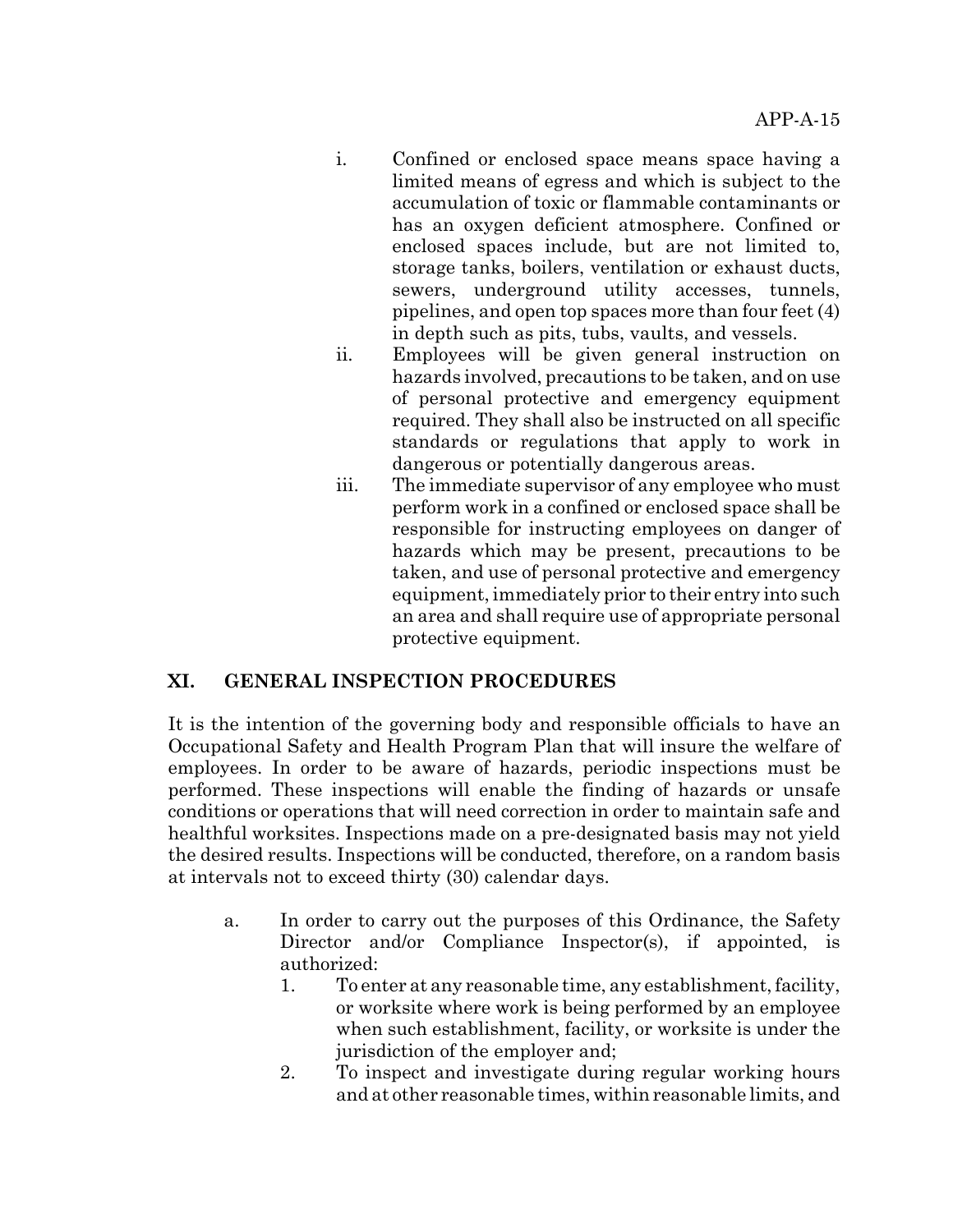i. Confined or enclosed space means space having a limited means of egress and which is subject to the accumulation of toxic or flammable contaminants or has an oxygen deficient atmosphere. Confined or enclosed spaces include, but are not limited to, storage tanks, boilers, ventilation or exhaust ducts, sewers, underground utility accesses, tunnels, pipelines, and open top spaces more than four feet (4) in depth such as pits, tubs, vaults, and vessels.

ii. Employees will be given general instruction on hazards involved, precautions to be taken, and on use of personal protective and emergency equipment required. They shall also be instructed on all specific standards or regulations that apply to work in dangerous or potentially dangerous areas.

iii. The immediate supervisor of any employee who must perform work in a confined or enclosed space shall be responsible for instructing employees on danger of hazards which may be present, precautions to be taken, and use of personal protective and emergency equipment, immediately prior to their entry into such an area and shall require use of appropriate personal protective equipment.

## XI. GENERAL INSPECTION PROCEDURES

It is the intention of the governing body and responsible officials to have an Occupational Safety and Health Program Plan that will insure the welfare of employees. In order to be aware of hazards, periodic inspections must be performed. These inspections will enable the finding of hazards or unsafe conditions or operations that will need correction in order to maintain safe and healthful worksites. Inspections made on a pre-designated basis may not yield the desired results. Inspections will be conducted, therefore, on a random basis at intervals not to exceed thirty (30) calendar days.

a. In order to carry out the purposes of this Ordinance, the Safety Director and/or Compliance Inspector(s), if appointed, is authorized:

1. To enter at any reasonable time, any establishment, facility, or worksite where work is being performed by an employee when such establishment, facility, or worksite is under the jurisdiction of the employer and;
2. To inspect and investigate during regular working hours and at other reasonable times, within reasonable limits, and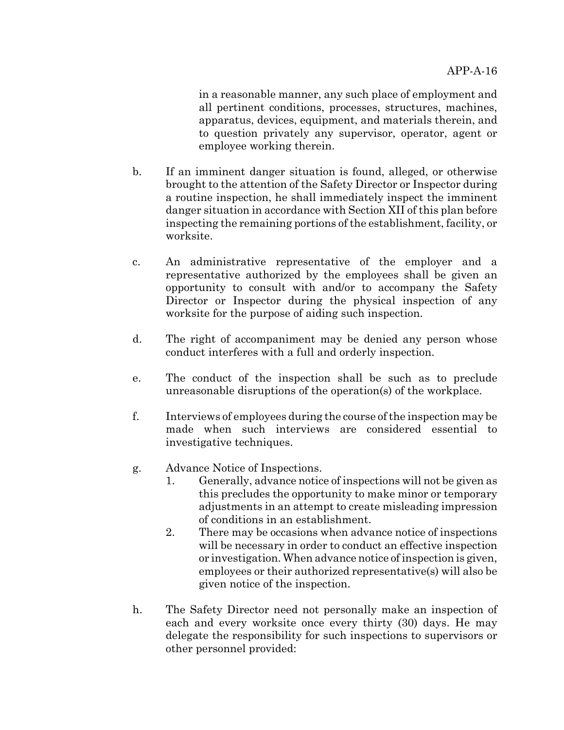in a reasonable manner, any such place of employment and all pertinent conditions, processes, structures, machines, apparatus, devices, equipment, and materials therein, and to question privately any supervisor, operator, agent or employee working therein.

b. If an imminent danger situation is found, alleged, or otherwise brought to the attention of the Safety Director or Inspector during a routine inspection, he shall immediately inspect the imminent danger situation in accordance with Section XII of this plan before inspecting the remaining portions of the establishment, facility, or worksite.

c. An administrative representative of the employer and a representative authorized by the employees shall be given an opportunity to consult with and/or to accompany the Safety Director or Inspector during the physical inspection of any worksite for the purpose of aiding such inspection.

d. The right of accompaniment may be denied any person whose conduct interferes with a full and orderly inspection.

e. The conduct of the inspection shall be such as to preclude unreasonable disruptions of the operation(s) of the workplace.

f. Interviews of employees during the course of the inspection may be made when such interviews are considered essential to investigative techniques.

g. Advance Notice of Inspections.
   1. Generally, advance notice of inspections will not be given as this precludes the opportunity to make minor or temporary adjustments in an attempt to create misleading impression of conditions in an establishment.
   2. There may be occasions when advance notice of inspections will be necessary in order to conduct an effective inspection or investigation. When advance notice of inspection is given, employees or their authorized representative(s) will also be given notice of the inspection.

h. The Safety Director need not personally make an inspection of each and every worksite once every thirty (30) days. He may delegate the responsibility for such inspections to supervisors or other personnel provided: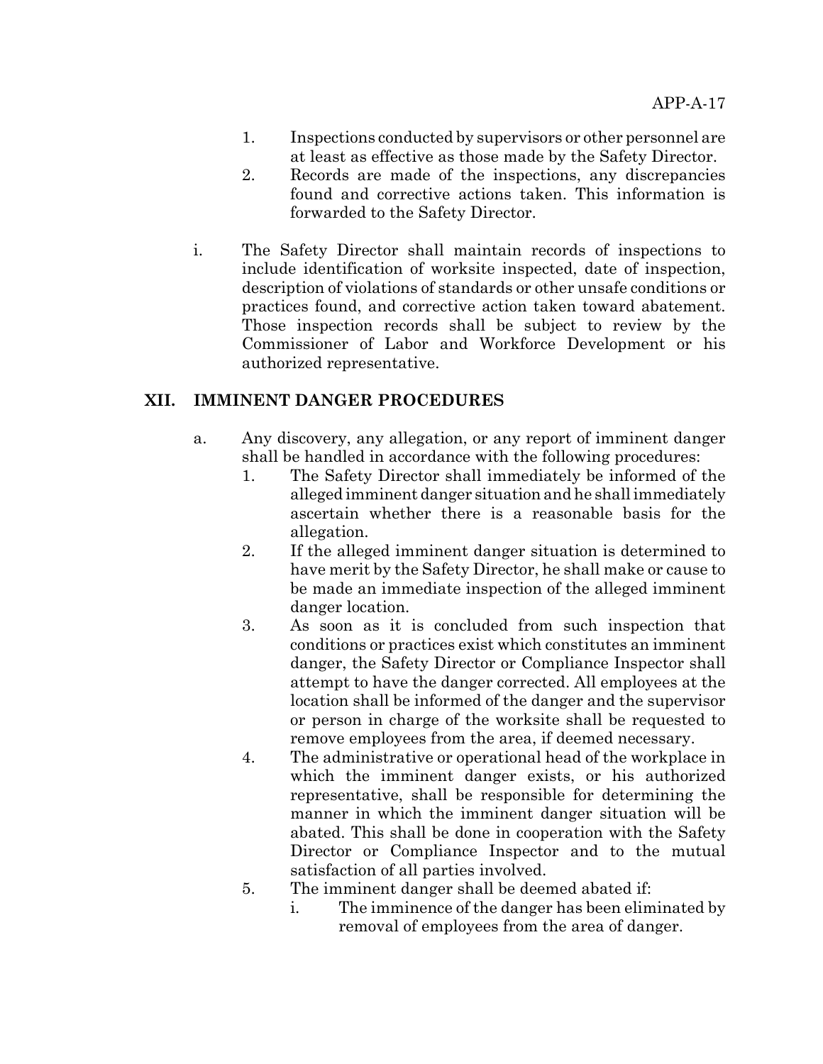1. Inspections conducted by supervisors or other personnel are at least as effective as those made by the Safety Director.
2. Records are made of the inspections, any discrepancies found and corrective actions taken. This information is forwarded to the Safety Director.

i. The Safety Director shall maintain records of inspections to include identification of worksite inspected, date of inspection, description of violations of standards or other unsafe conditions or practices found, and corrective action taken toward abatement. Those inspection records shall be subject to review by the Commissioner of Labor and Workforce Development or his authorized representative.

## XII. IMMINENT DANGER PROCEDURES

a. Any discovery, any allegation, or any report of imminent danger shall be handled in accordance with the following procedures:
   1. The Safety Director shall immediately be informed of the alleged imminent danger situation and he shall immediately ascertain whether there is a reasonable basis for the allegation.
   2. If the alleged imminent danger situation is determined to have merit by the Safety Director, he shall make or cause to be made an immediate inspection of the alleged imminent danger location.
   3. As soon as it is concluded from such inspection that conditions or practices exist which constitutes an imminent danger, the Safety Director or Compliance Inspector shall attempt to have the danger corrected. All employees at the location shall be informed of the danger and the supervisor or person in charge of the worksite shall be requested to remove employees from the area, if deemed necessary.
   4. The administrative or operational head of the workplace in which the imminent danger exists, or his authorized representative, shall be responsible for determining the manner in which the imminent danger situation will be abated. This shall be done in cooperation with the Safety Director or Compliance Inspector and to the mutual satisfaction of all parties involved.
   5. The imminent danger shall be deemed abated if:
      i. The imminence of the danger has been eliminated by removal of employees from the area of danger.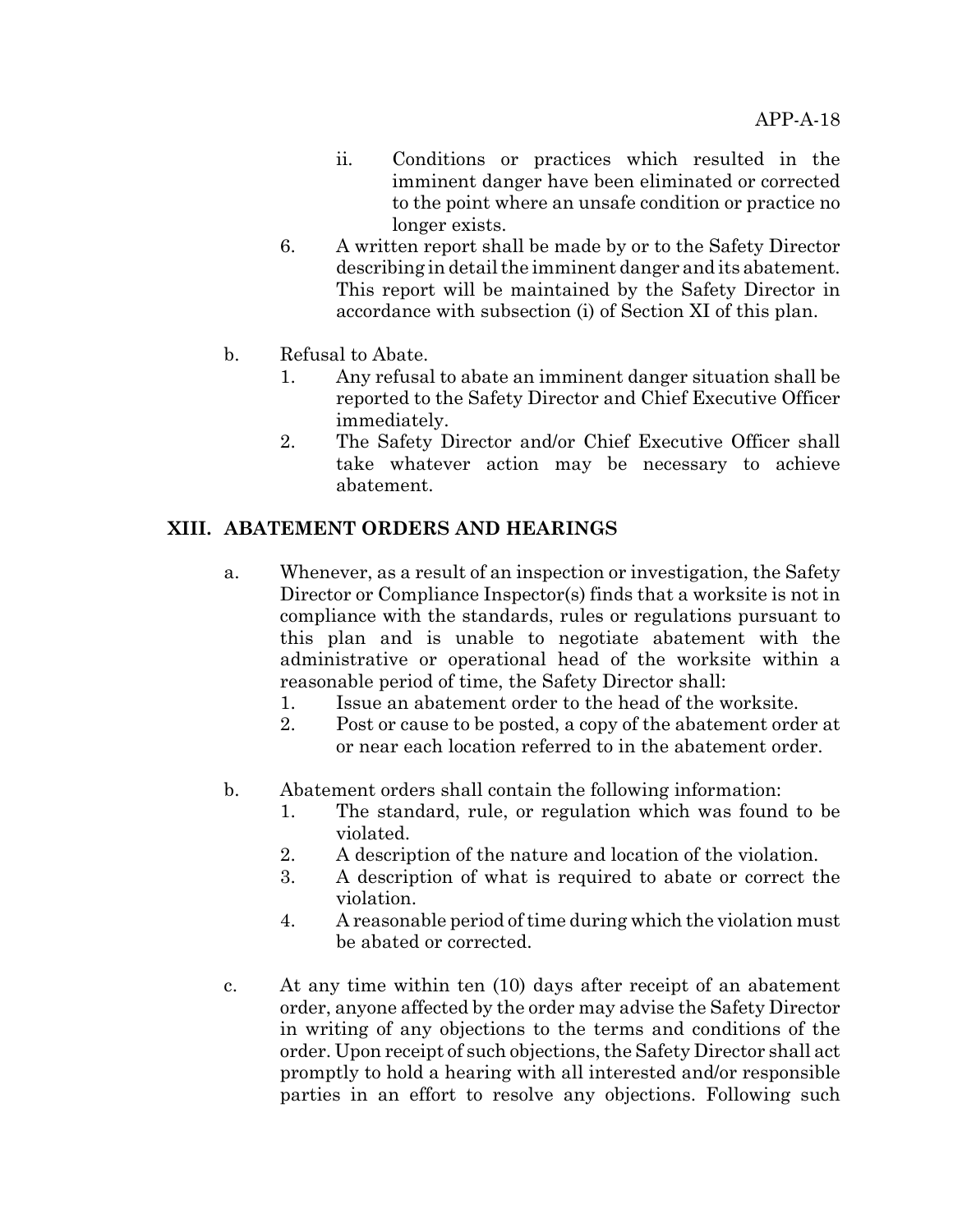ii. Conditions or practices which resulted in the imminent danger have been eliminated or corrected to the point where an unsafe condition or practice no longer exists.

6. A written report shall be made by or to the Safety Director describing in detail the imminent danger and its abatement. This report will be maintained by the Safety Director in accordance with subsection (i) of Section XI of this plan.

b. Refusal to Abate.

1. Any refusal to abate an imminent danger situation shall be reported to the Safety Director and Chief Executive Officer immediately.
2. The Safety Director and/or Chief Executive Officer shall take whatever action may be necessary to achieve abatement.

## XIII. ABATEMENT ORDERS AND HEARINGS

a. Whenever, as a result of an inspection or investigation, the Safety Director or Compliance Inspector(s) finds that a worksite is not in compliance with the standards, rules or regulations pursuant to this plan and is unable to negotiate abatement with the administrative or operational head of the worksite within a reasonable period of time, the Safety Director shall:

1. Issue an abatement order to the head of the worksite.
2. Post or cause to be posted, a copy of the abatement order at or near each location referred to in the abatement order.

b. Abatement orders shall contain the following information:

1. The standard, rule, or regulation which was found to be violated.
2. A description of the nature and location of the violation.
3. A description of what is required to abate or correct the violation.
4. A reasonable period of time during which the violation must be abated or corrected.

c. At any time within ten (10) days after receipt of an abatement order, anyone affected by the order may advise the Safety Director in writing of any objections to the terms and conditions of the order. Upon receipt of such objections, the Safety Director shall act promptly to hold a hearing with all interested and/or responsible parties in an effort to resolve any objections. Following such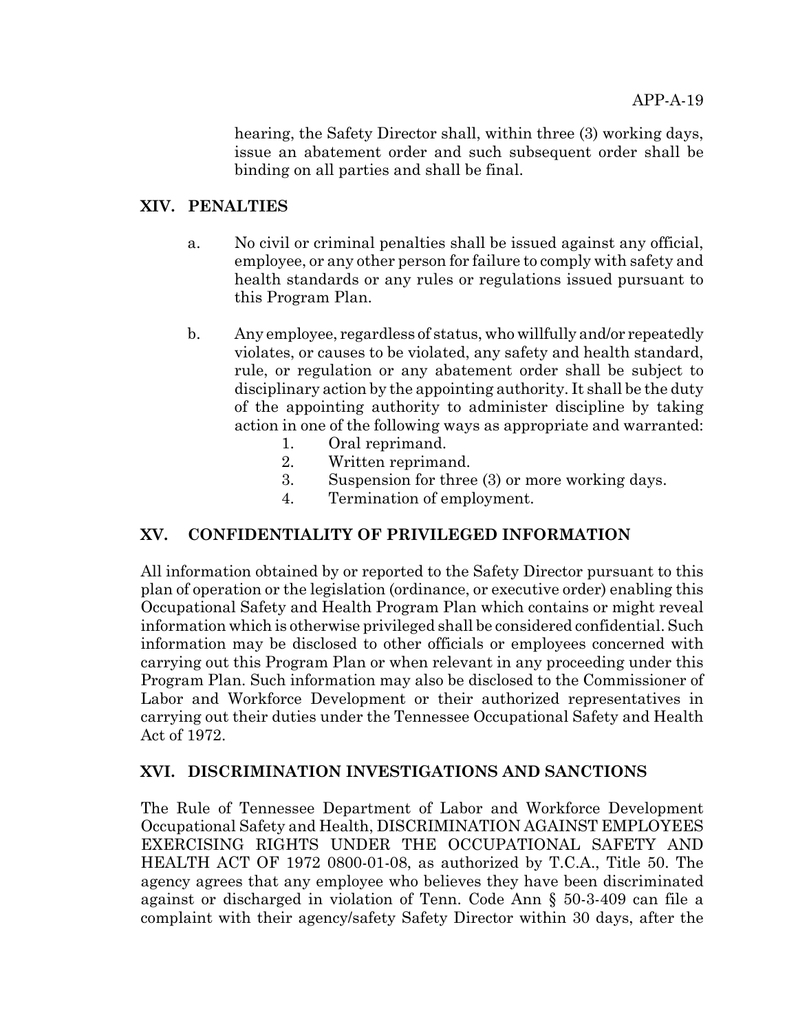hearing, the Safety Director shall, within three (3) working days, issue an abatement order and such subsequent order shall be binding on all parties and shall be final.

## XIV. PENALTIES

a. No civil or criminal penalties shall be issued against any official, employee, or any other person for failure to comply with safety and health standards or any rules or regulations issued pursuant to this Program Plan.

b. Any employee, regardless of status, who willfully and/or repeatedly violates, or causes to be violated, any safety and health standard, rule, or regulation or any abatement order shall be subject to disciplinary action by the appointing authority. It shall be the duty of the appointing authority to administer discipline by taking action in one of the following ways as appropriate and warranted:
   1. Oral reprimand.
   2. Written reprimand.
   3. Suspension for three (3) or more working days.
   4. Termination of employment.

## XV. CONFIDENTIALITY OF PRIVILEGED INFORMATION

All information obtained by or reported to the Safety Director pursuant to this plan of operation or the legislation (ordinance, or executive order) enabling this Occupational Safety and Health Program Plan which contains or might reveal information which is otherwise privileged shall be considered confidential. Such information may be disclosed to other officials or employees concerned with carrying out this Program Plan or when relevant in any proceeding under this Program Plan. Such information may also be disclosed to the Commissioner of Labor and Workforce Development or their authorized representatives in carrying out their duties under the Tennessee Occupational Safety and Health Act of 1972.

## XVI. DISCRIMINATION INVESTIGATIONS AND SANCTIONS

The Rule of Tennessee Department of Labor and Workforce Development Occupational Safety and Health, DISCRIMINATION AGAINST EMPLOYEES EXERCISING RIGHTS UNDER THE OCCUPATIONAL SAFETY AND HEALTH ACT OF 1972 0800-01-08, as authorized by T.C.A., Title 50. The agency agrees that any employee who believes they have been discriminated against or discharged in violation of Tenn. Code Ann § 50-3-409 can file a complaint with their agency/safety Safety Director within 30 days, after the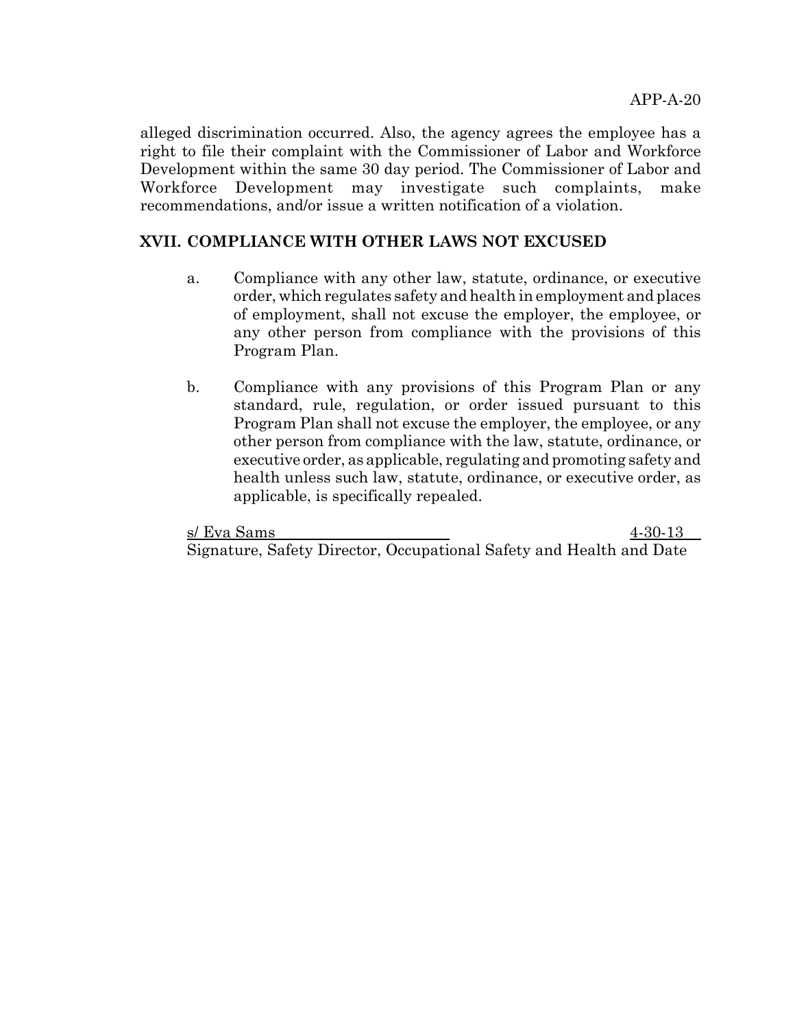alleged discrimination occurred. Also, the agency agrees the employee has a right to file their complaint with the Commissioner of Labor and Workforce Development within the same 30 day period. The Commissioner of Labor and Workforce Development may investigate such complaints, make recommendations, and/or issue a written notification of a violation.

## XVII. COMPLIANCE WITH OTHER LAWS NOT EXCUSED

a. Compliance with any other law, statute, ordinance, or executive order, which regulates safety and health in employment and places of employment, shall not excuse the employer, the employee, or any other person from compliance with the provisions of this Program Plan.

b. Compliance with any provisions of this Program Plan or any standard, rule, regulation, or order issued pursuant to this Program Plan shall not excuse the employer, the employee, or any other person from compliance with the law, statute, ordinance, or executive order, as applicable, regulating and promoting safety and health unless such law, statute, ordinance, or executive order, as applicable, is specifically repealed.

s/ Eva Sams                                        4-30-13

Signature, Safety Director, Occupational Safety and Health and Date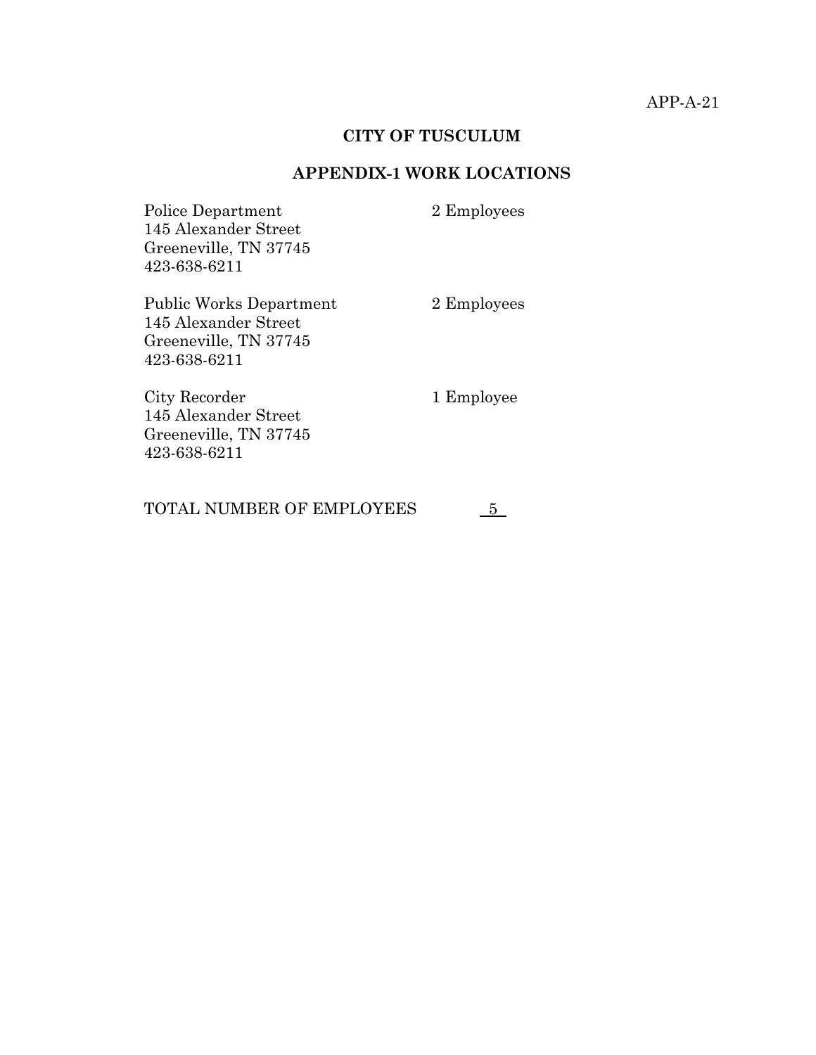APP-A-21

## CITY OF TUSCULUM

## APPENDIX-1 WORK LOCATIONS

| | |
|---|---|
| Police Department<br>145 Alexander Street<br>Greeneville, TN 37745<br>423-638-6211 | 2 Employees |
| Public Works Department<br>145 Alexander Street<br>Greeneville, TN 37745<br>423-638-6211 | 2 Employees |
| City Recorder<br>145 Alexander Street<br>Greeneville, TN 37745<br>423-638-6211 | 1 Employee |

TOTAL NUMBER OF EMPLOYEES 5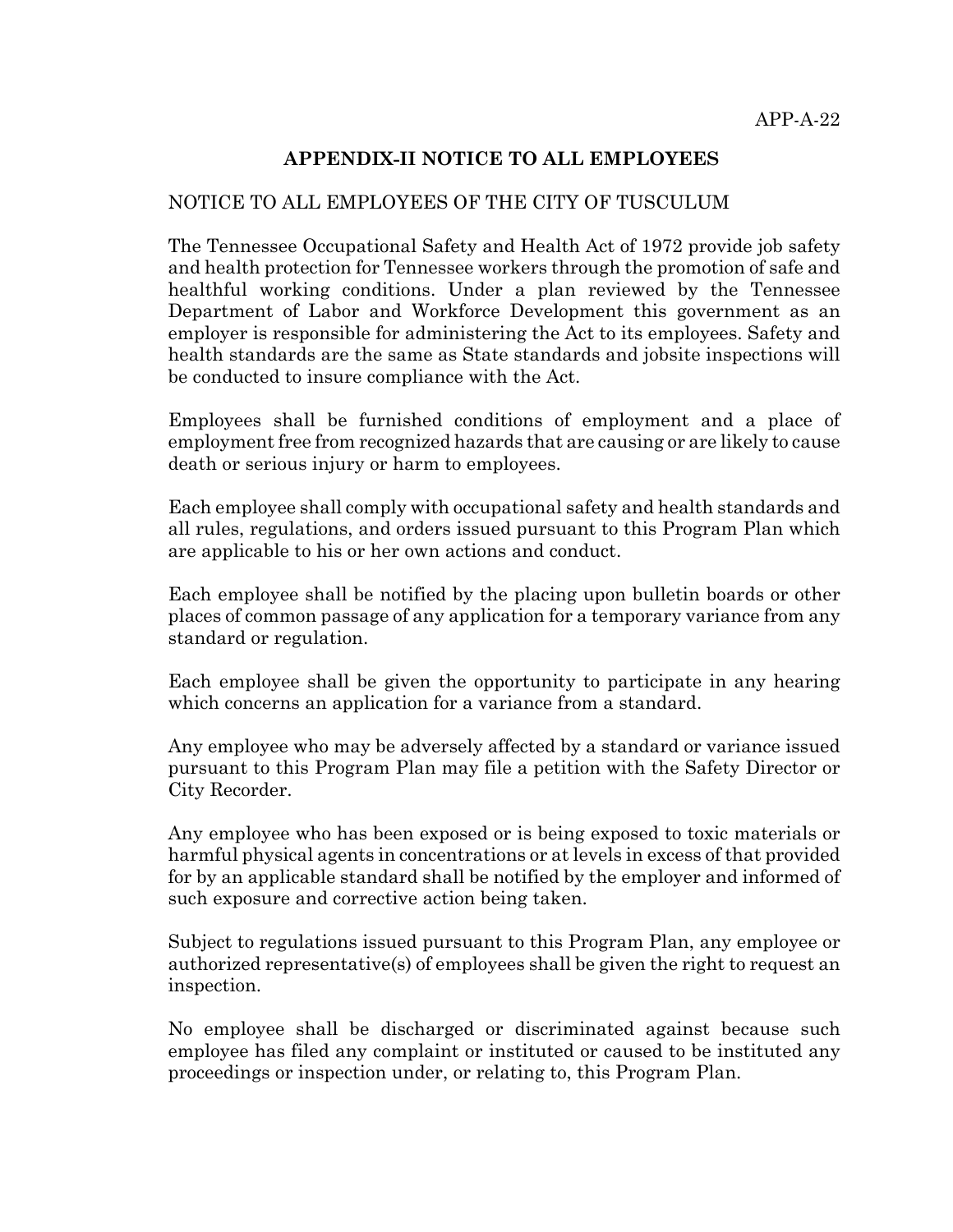## APPENDIX-II NOTICE TO ALL EMPLOYEES

NOTICE TO ALL EMPLOYEES OF THE CITY OF TUSCULUM

The Tennessee Occupational Safety and Health Act of 1972 provide job safety and health protection for Tennessee workers through the promotion of safe and healthful working conditions. Under a plan reviewed by the Tennessee Department of Labor and Workforce Development this government as an employer is responsible for administering the Act to its employees. Safety and health standards are the same as State standards and jobsite inspections will be conducted to insure compliance with the Act.

Employees shall be furnished conditions of employment and a place of employment free from recognized hazards that are causing or are likely to cause death or serious injury or harm to employees.

Each employee shall comply with occupational safety and health standards and all rules, regulations, and orders issued pursuant to this Program Plan which are applicable to his or her own actions and conduct.

Each employee shall be notified by the placing upon bulletin boards or other places of common passage of any application for a temporary variance from any standard or regulation.

Each employee shall be given the opportunity to participate in any hearing which concerns an application for a variance from a standard.

Any employee who may be adversely affected by a standard or variance issued pursuant to this Program Plan may file a petition with the Safety Director or City Recorder.

Any employee who has been exposed or is being exposed to toxic materials or harmful physical agents in concentrations or at levels in excess of that provided for by an applicable standard shall be notified by the employer and informed of such exposure and corrective action being taken.

Subject to regulations issued pursuant to this Program Plan, any employee or authorized representative(s) of employees shall be given the right to request an inspection.

No employee shall be discharged or discriminated against because such employee has filed any complaint or instituted or caused to be instituted any proceedings or inspection under, or relating to, this Program Plan.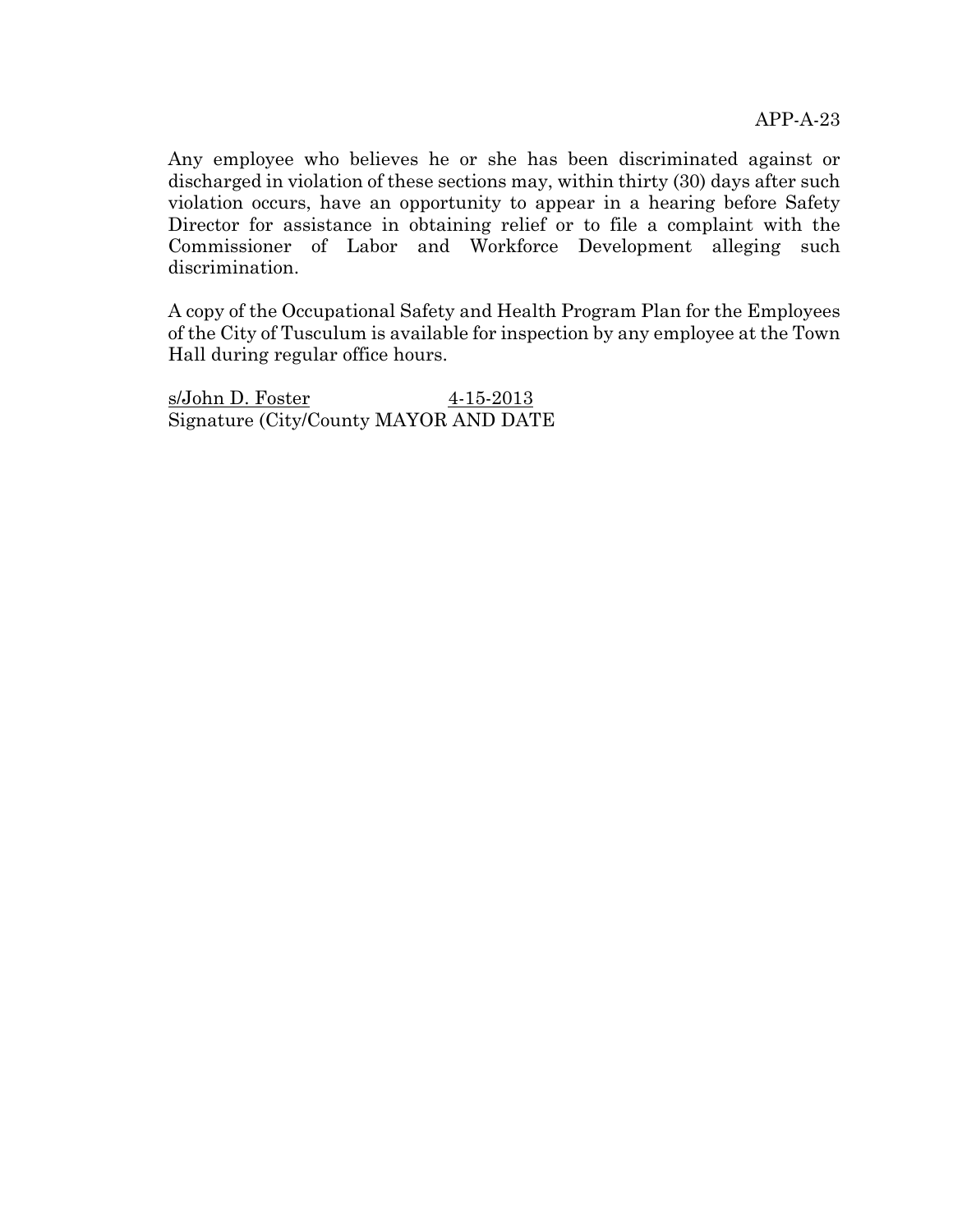Any employee who believes he or she has been discriminated against or discharged in violation of these sections may, within thirty (30) days after such violation occurs, have an opportunity to appear in a hearing before Safety Director for assistance in obtaining relief or to file a complaint with the Commissioner of Labor and Workforce Development alleging such discrimination.

A copy of the Occupational Safety and Health Program Plan for the Employees of the City of Tusculum is available for inspection by any employee at the Town Hall during regular office hours.

s/John D. Foster 4-15-2013
Signature (City/County MAYOR AND DATE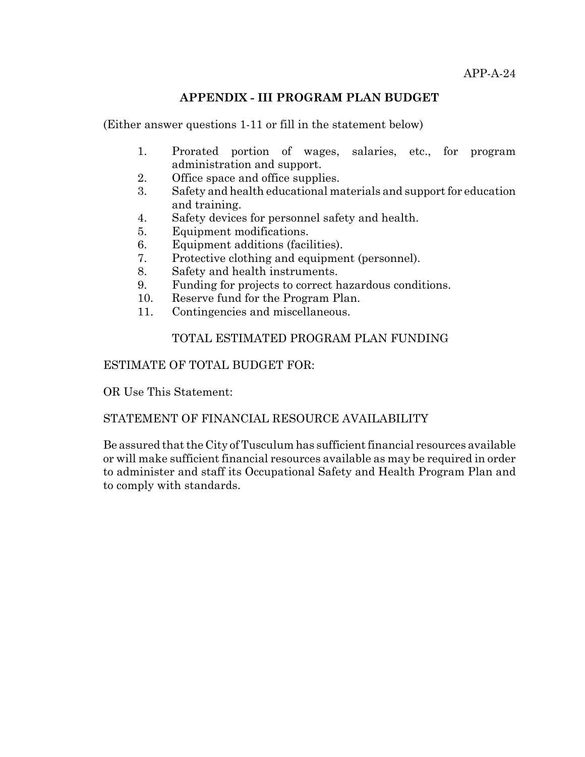## APPENDIX - III PROGRAM PLAN BUDGET

(Either answer questions 1-11 or fill in the statement below)

1. Prorated portion of wages, salaries, etc., for program administration and support.
2. Office space and office supplies.
3. Safety and health educational materials and support for education and training.
4. Safety devices for personnel safety and health.
5. Equipment modifications.
6. Equipment additions (facilities).
7. Protective clothing and equipment (personnel).
8. Safety and health instruments.
9. Funding for projects to correct hazardous conditions.
10. Reserve fund for the Program Plan.
11. Contingencies and miscellaneous.

TOTAL ESTIMATED PROGRAM PLAN FUNDING

ESTIMATE OF TOTAL BUDGET FOR:

OR Use This Statement:

STATEMENT OF FINANCIAL RESOURCE AVAILABILITY

Be assured that the City of Tusculum has sufficient financial resources available or will make sufficient financial resources available as may be required in order to administer and staff its Occupational Safety and Health Program Plan and to comply with standards.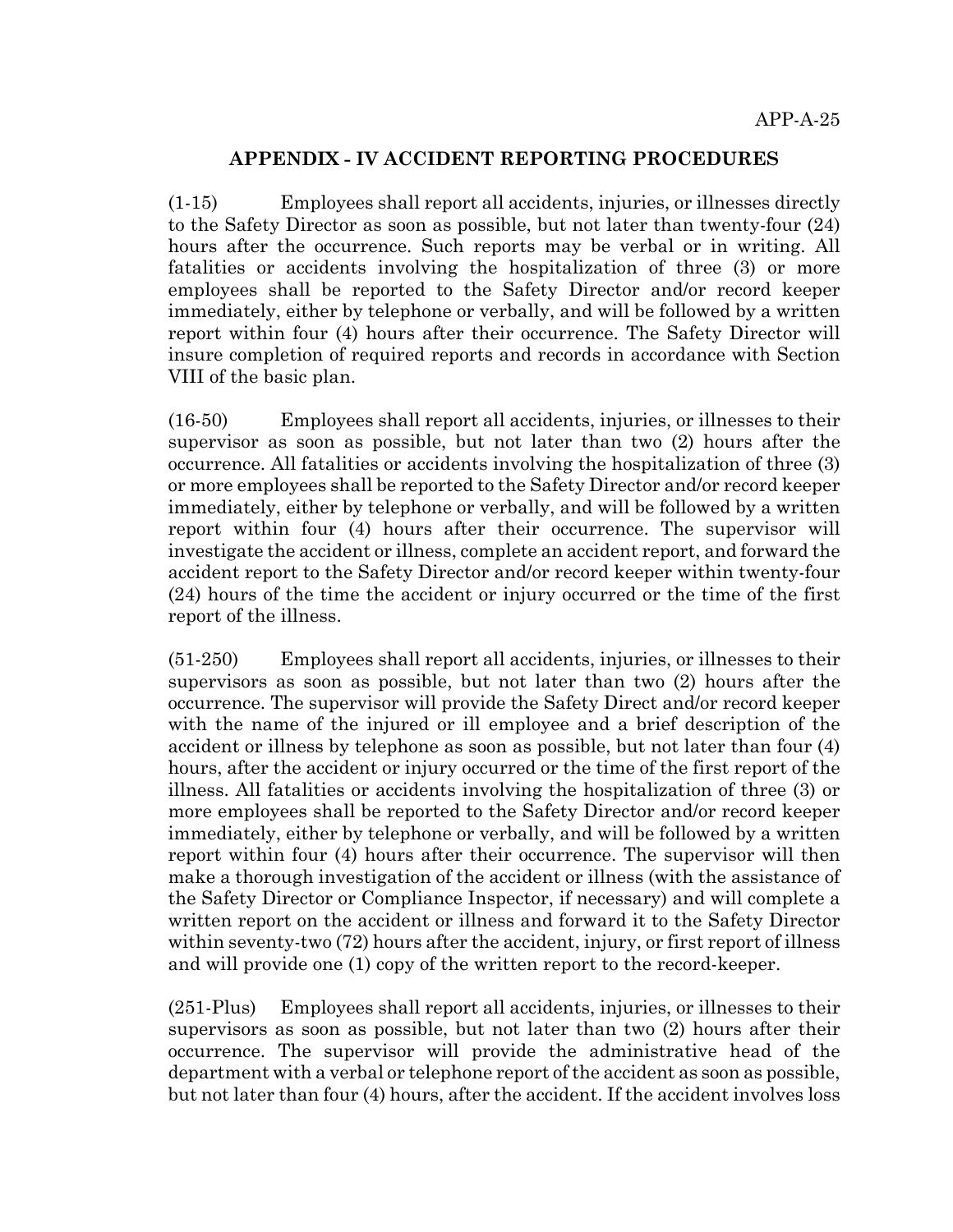## APPENDIX - IV ACCIDENT REPORTING PROCEDURES

(1-15) Employees shall report all accidents, injuries, or illnesses directly to the Safety Director as soon as possible, but not later than twenty-four (24) hours after the occurrence. Such reports may be verbal or in writing. All fatalities or accidents involving the hospitalization of three (3) or more employees shall be reported to the Safety Director and/or record keeper immediately, either by telephone or verbally, and will be followed by a written report within four (4) hours after their occurrence. The Safety Director will insure completion of required reports and records in accordance with Section VIII of the basic plan.

(16-50) Employees shall report all accidents, injuries, or illnesses to their supervisor as soon as possible, but not later than two (2) hours after the occurrence. All fatalities or accidents involving the hospitalization of three (3) or more employees shall be reported to the Safety Director and/or record keeper immediately, either by telephone or verbally, and will be followed by a written report within four (4) hours after their occurrence. The supervisor will investigate the accident or illness, complete an accident report, and forward the accident report to the Safety Director and/or record keeper within twenty-four (24) hours of the time the accident or injury occurred or the time of the first report of the illness.

(51-250) Employees shall report all accidents, injuries, or illnesses to their supervisors as soon as possible, but not later than two (2) hours after the occurrence. The supervisor will provide the Safety Direct and/or record keeper with the name of the injured or ill employee and a brief description of the accident or illness by telephone as soon as possible, but not later than four (4) hours, after the accident or injury occurred or the time of the first report of the illness. All fatalities or accidents involving the hospitalization of three (3) or more employees shall be reported to the Safety Director and/or record keeper immediately, either by telephone or verbally, and will be followed by a written report within four (4) hours after their occurrence. The supervisor will then make a thorough investigation of the accident or illness (with the assistance of the Safety Director or Compliance Inspector, if necessary) and will complete a written report on the accident or illness and forward it to the Safety Director within seventy-two (72) hours after the accident, injury, or first report of illness and will provide one (1) copy of the written report to the record-keeper.

(251-Plus) Employees shall report all accidents, injuries, or illnesses to their supervisors as soon as possible, but not later than two (2) hours after their occurrence. The supervisor will provide the administrative head of the department with a verbal or telephone report of the accident as soon as possible, but not later than four (4) hours, after the accident. If the accident involves loss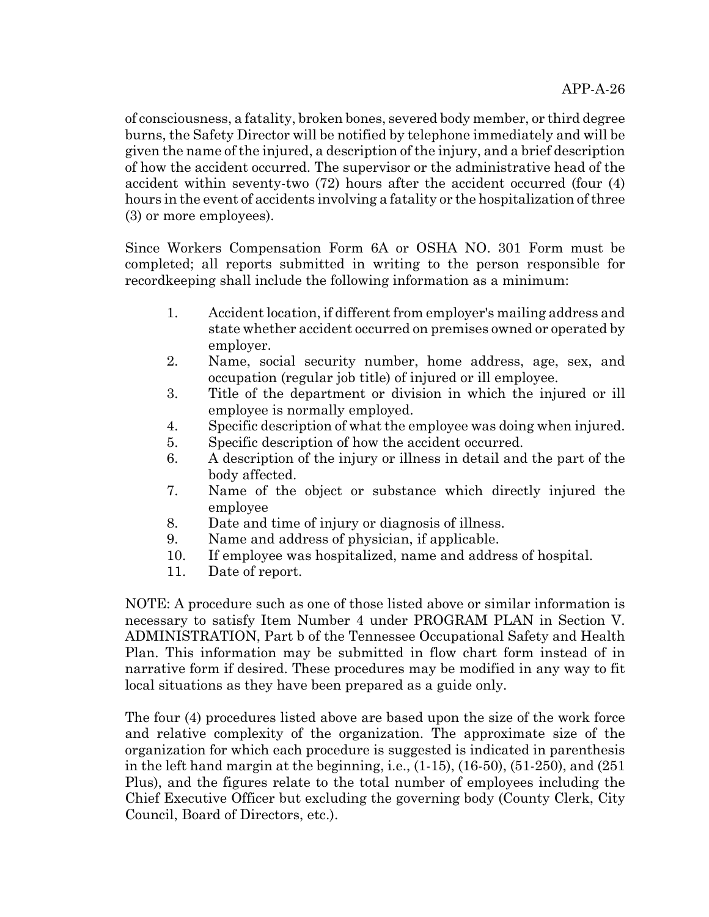of consciousness, a fatality, broken bones, severed body member, or third degree burns, the Safety Director will be notified by telephone immediately and will be given the name of the injured, a description of the injury, and a brief description of how the accident occurred. The supervisor or the administrative head of the accident within seventy-two (72) hours after the accident occurred (four (4) hours in the event of accidents involving a fatality or the hospitalization of three (3) or more employees).

Since Workers Compensation Form 6A or OSHA NO. 301 Form must be completed; all reports submitted in writing to the person responsible for recordkeeping shall include the following information as a minimum:

1. Accident location, if different from employer's mailing address and state whether accident occurred on premises owned or operated by employer.
2. Name, social security number, home address, age, sex, and occupation (regular job title) of injured or ill employee.
3. Title of the department or division in which the injured or ill employee is normally employed.
4. Specific description of what the employee was doing when injured.
5. Specific description of how the accident occurred.
6. A description of the injury or illness in detail and the part of the body affected.
7. Name of the object or substance which directly injured the employee
8. Date and time of injury or diagnosis of illness.
9. Name and address of physician, if applicable.
10. If employee was hospitalized, name and address of hospital.
11. Date of report.

NOTE: A procedure such as one of those listed above or similar information is necessary to satisfy Item Number 4 under PROGRAM PLAN in Section V. ADMINISTRATION, Part b of the Tennessee Occupational Safety and Health Plan. This information may be submitted in flow chart form instead of in narrative form if desired. These procedures may be modified in any way to fit local situations as they have been prepared as a guide only.

The four (4) procedures listed above are based upon the size of the work force and relative complexity of the organization. The approximate size of the organization for which each procedure is suggested is indicated in parenthesis in the left hand margin at the beginning, i.e., (1-15), (16-50), (51-250), and (251 Plus), and the figures relate to the total number of employees including the Chief Executive Officer but excluding the governing body (County Clerk, City Council, Board of Directors, etc.).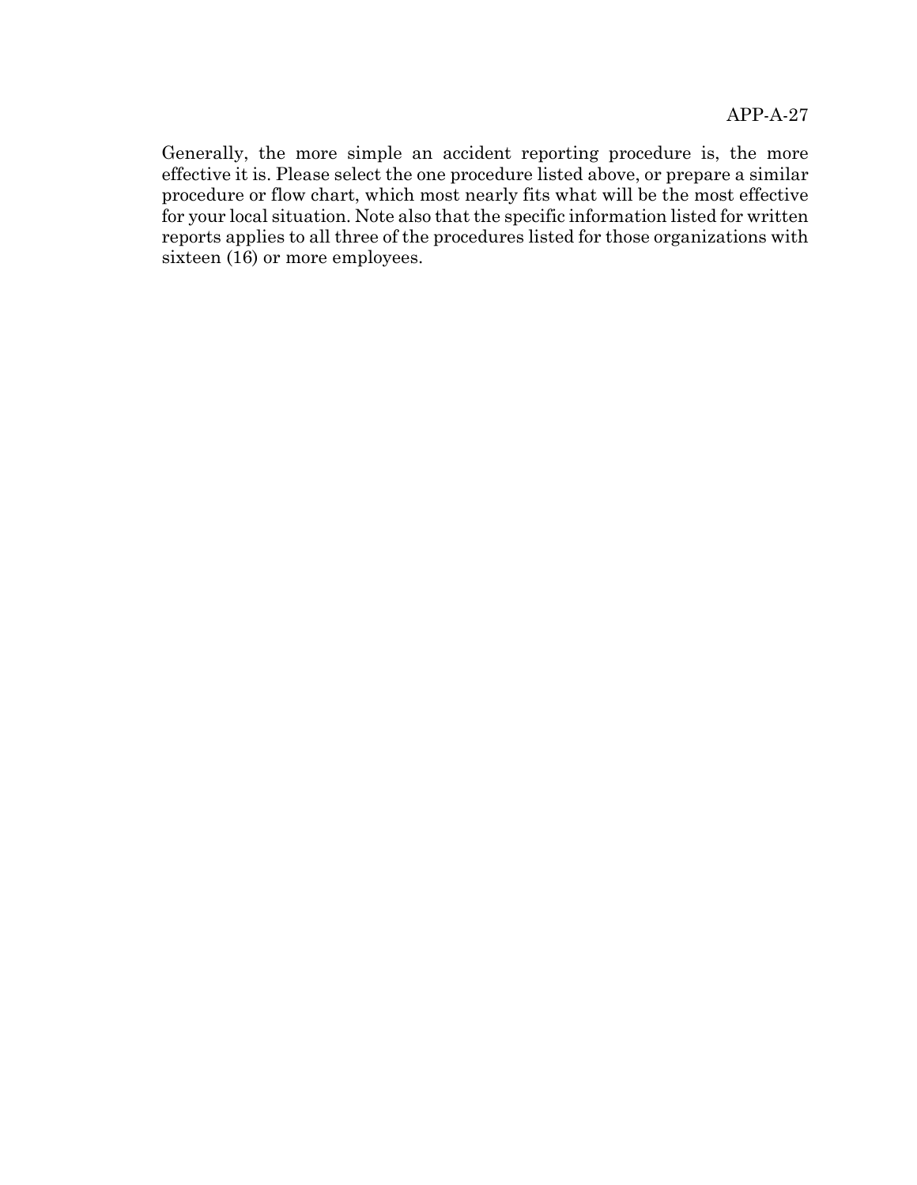Generally, the more simple an accident reporting procedure is, the more effective it is. Please select the one procedure listed above, or prepare a similar procedure or flow chart, which most nearly fits what will be the most effective for your local situation. Note also that the specific information listed for written reports applies to all three of the procedures listed for those organizations with sixteen (16) or more employees.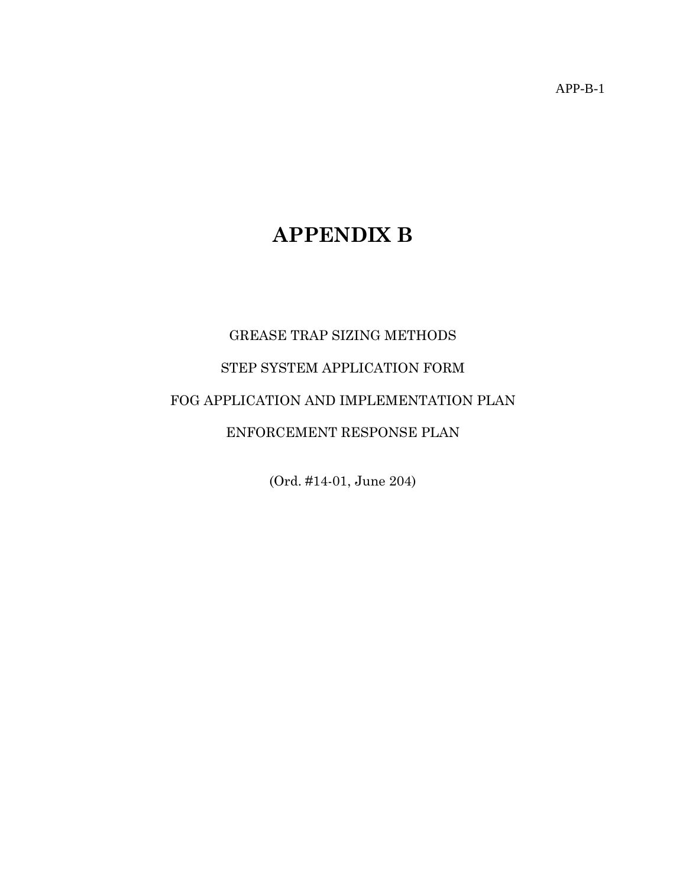# APPENDIX B

GREASE TRAP SIZING METHODS

STEP SYSTEM APPLICATION FORM

FOG APPLICATION AND IMPLEMENTATION PLAN

ENFORCEMENT RESPONSE PLAN

(Ord. #14-01, June 204)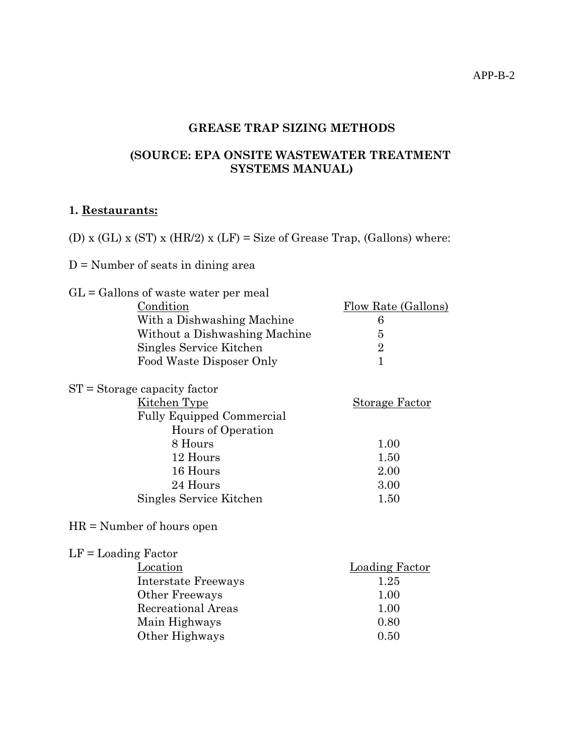## GREASE TRAP SIZING METHODS

## (SOURCE: EPA ONSITE WASTEWATER TREATMENT SYSTEMS MANUAL)

### 1. Restaurants:

(D) x (GL) x (ST) x (HR/2) x (LF) = Size of Grease Trap, (Gallons) where:

D = Number of seats in dining area

GL = Gallons of waste water per meal

| Condition | Flow Rate (Gallons) |
|---|---|
| With a Dishwashing Machine | 6 |
| Without a Dishwashing Machine | 5 |
| Singles Service Kitchen | 2 |
| Food Waste Disposer Only | 1 |

ST = Storage capacity factor

| Kitchen Type | Storage Factor |
|---|---|
| Fully Equipped Commercial | |
| Hours of Operation | |
| 8 Hours | 1.00 |
| 12 Hours | 1.50 |
| 16 Hours | 2.00 |
| 24 Hours | 3.00 |
| Singles Service Kitchen | 1.50 |

HR = Number of hours open

LF = Loading Factor

| Location | Loading Factor |
|---|---|
| Interstate Freeways | 1.25 |
| Other Freeways | 1.00 |
| Recreational Areas | 1.00 |
| Main Highways | 0.80 |
| Other Highways | 0.50 |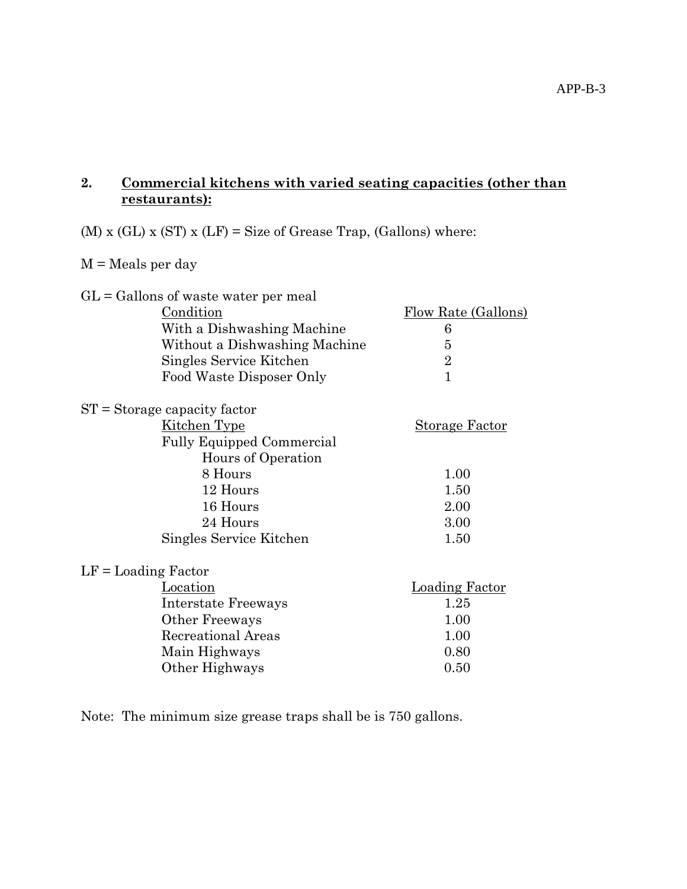## 2. Commercial kitchens with varied seating capacities (other than restaurants):

(M) x (GL) x (ST) x (LF) = Size of Grease Trap, (Gallons) where:

M = Meals per day

GL = Gallons of waste water per meal

| Condition | Flow Rate (Gallons) |
|---|---|
| With a Dishwashing Machine | 6 |
| Without a Dishwashing Machine | 5 |
| Singles Service Kitchen | 2 |
| Food Waste Disposer Only | 1 |

ST = Storage capacity factor

| Kitchen Type | Storage Factor |
|---|---|
| Fully Equipped Commercial | |
| Hours of Operation | |
| 8 Hours | 1.00 |
| 12 Hours | 1.50 |
| 16 Hours | 2.00 |
| 24 Hours | 3.00 |
| Singles Service Kitchen | 1.50 |

LF = Loading Factor

| Location | Loading Factor |
|---|---|
| Interstate Freeways | 1.25 |
| Other Freeways | 1.00 |
| Recreational Areas | 1.00 |
| Main Highways | 0.80 |
| Other Highways | 0.50 |

Note: The minimum size grease traps shall be is 750 gallons.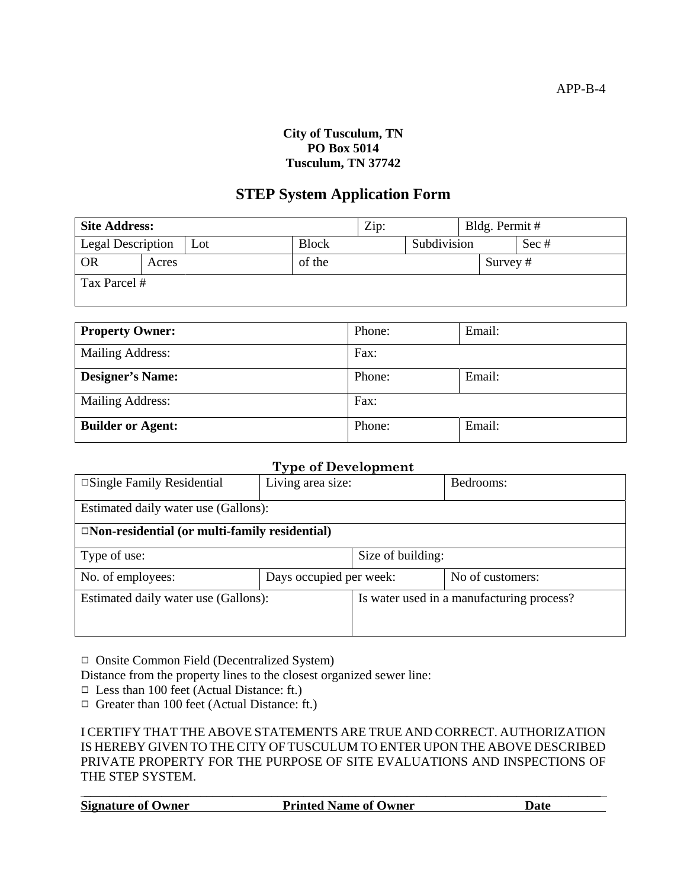APP-B-4

**City of Tusculum, TN**
**PO Box 5014**
**Tusculum, TN 37742**

# STEP System Application Form

| **Site Address:** | | | | Zip: | | Bldg. Permit # | |
|---|---|---|---|---|---|---|---|
| Legal Description | | Lot | Block | | Subdivision | | Sec # |
| OR | Acres | | of the | | | Survey # | |
| Tax Parcel # | | | | | | | |

| **Property Owner:** | Phone: | Email: |
|---|---|---|
| Mailing Address: | Fax: | |
| **Designer's Name:** | Phone: | Email: |
| Mailing Address: | Fax: | |
| **Builder or Agent:** | Phone: | Email: |

**Type of Development**

| ☐Single Family Residential | Living area size: | | Bedrooms: |
|---|---|---|---|
| Estimated daily water use (Gallons): | | | |
| **☐Non-residential (or multi-family residential)** | | | |
| Type of use: | | Size of building: | |
| No. of employees: | Days occupied per week: | | No of customers: |
| Estimated daily water use (Gallons): | | Is water used in a manufacturing process? | |

☐ Onsite Common Field (Decentralized System)

Distance from the property lines to the closest organized sewer line:

☐ Less than 100 feet (Actual Distance: ft.)

☐ Greater than 100 feet (Actual Distance: ft.)

I CERTIFY THAT THE ABOVE STATEMENTS ARE TRUE AND CORRECT. AUTHORIZATION IS HEREBY GIVEN TO THE CITY OF TUSCULUM TO ENTER UPON THE ABOVE DESCRIBED PRIVATE PROPERTY FOR THE PURPOSE OF SITE EVALUATIONS AND INSPECTIONS OF THE STEP SYSTEM.

______________________________________________________________

**Signature of Owner** **Printed Name of Owner** **Date**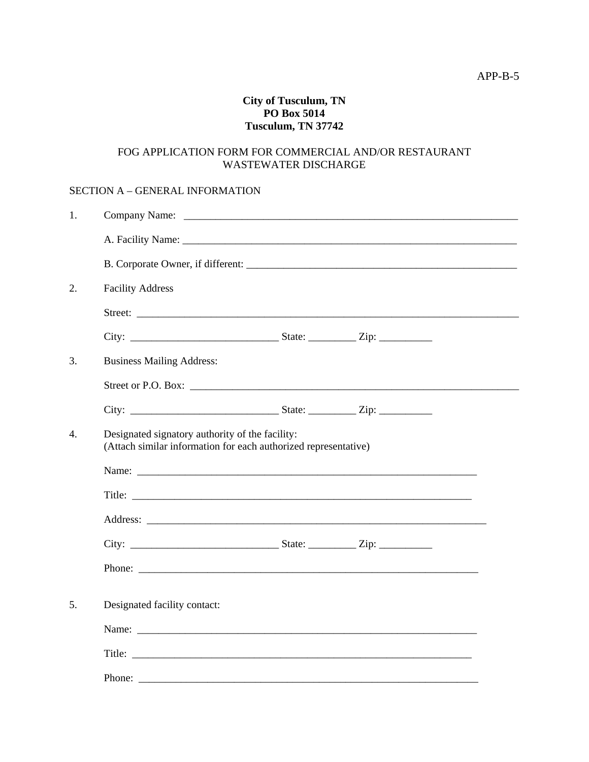APP-B-5

**City of Tusculum, TN**
**PO Box 5014**
**Tusculum, TN 37742**

FOG APPLICATION FORM FOR COMMERCIAL AND/OR RESTAURANT WASTEWATER DISCHARGE

SECTION A – GENERAL INFORMATION

1. Company Name: ____________________________________________________________

   A. Facility Name: ____________________________________________________________

   B. Corporate Owner, if different: ______________________________________________

2. Facility Address

   Street: _________________________________________________________________

   City: ___________________________ State: _________ Zip: __________

3. Business Mailing Address:

   Street or P.O. Box: _________________________________________________________

   City: ___________________________ State: _________ Zip: __________

4. Designated signatory authority of the facility:
   (Attach similar information for each authorized representative)

   Name: ___________________________________________________________

   Title: ___________________________________________________________

   Address: ___________________________________________________________

   City: ___________________________ State: _________ Zip: __________

   Phone: ___________________________________________________________

5. Designated facility contact:

   Name: ___________________________________________________________

   Title: ___________________________________________________________

   Phone: ___________________________________________________________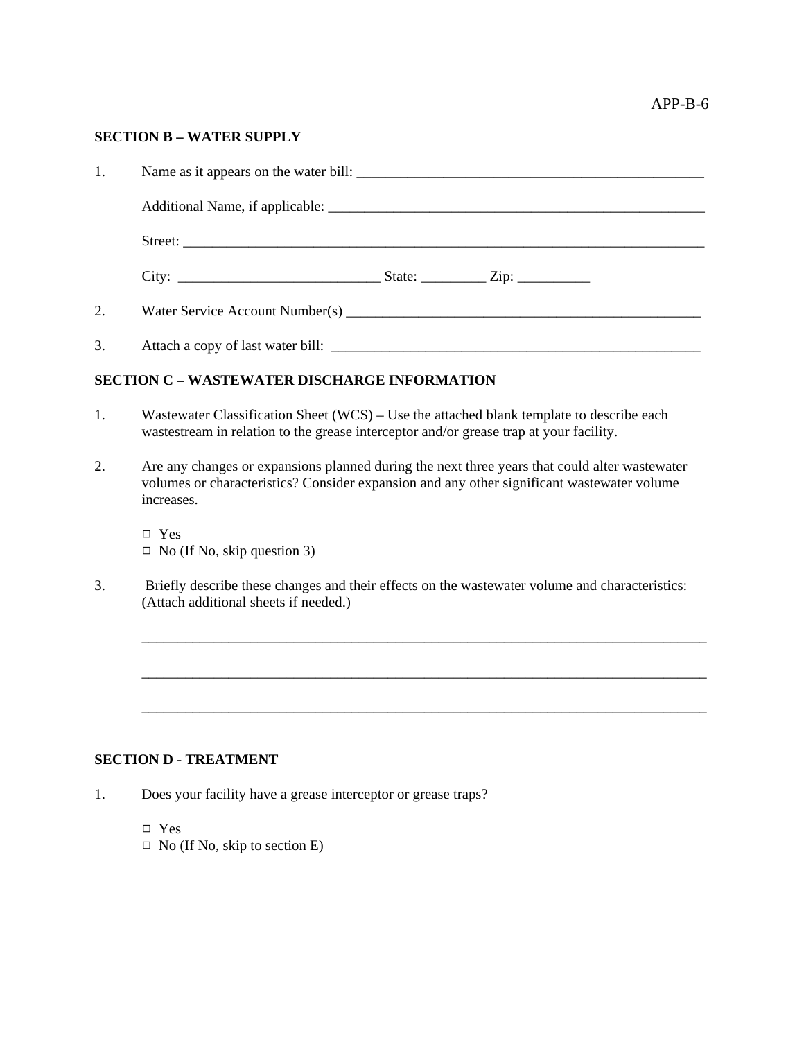## SECTION B – WATER SUPPLY

1. Name as it appears on the water bill: ___________________________________________________

   Additional Name, if applicable: ______________________________________________________

   Street: ___________________________________________________________________________

   City: ____________________________ State: _________ Zip: __________

2. Water Service Account Number(s) ___________________________________________________

3. Attach a copy of last water bill: ______________________________________________________

## SECTION C – WASTEWATER DISCHARGE INFORMATION

1. Wastewater Classification Sheet (WCS) – Use the attached blank template to describe each wastestream in relation to the grease interceptor and/or grease trap at your facility.

2. Are any changes or expansions planned during the next three years that could alter wastewater volumes or characteristics? Consider expansion and any other significant wastewater volume increases.

   □ Yes
   □ No (If No, skip question 3)

3. Briefly describe these changes and their effects on the wastewater volume and characteristics: (Attach additional sheets if needed.)

   ________________________________________________________________________________

   ________________________________________________________________________________

   ________________________________________________________________________________

## SECTION D - TREATMENT

1. Does your facility have a grease interceptor or grease traps?

   □ Yes
   □ No (If No, skip to section E)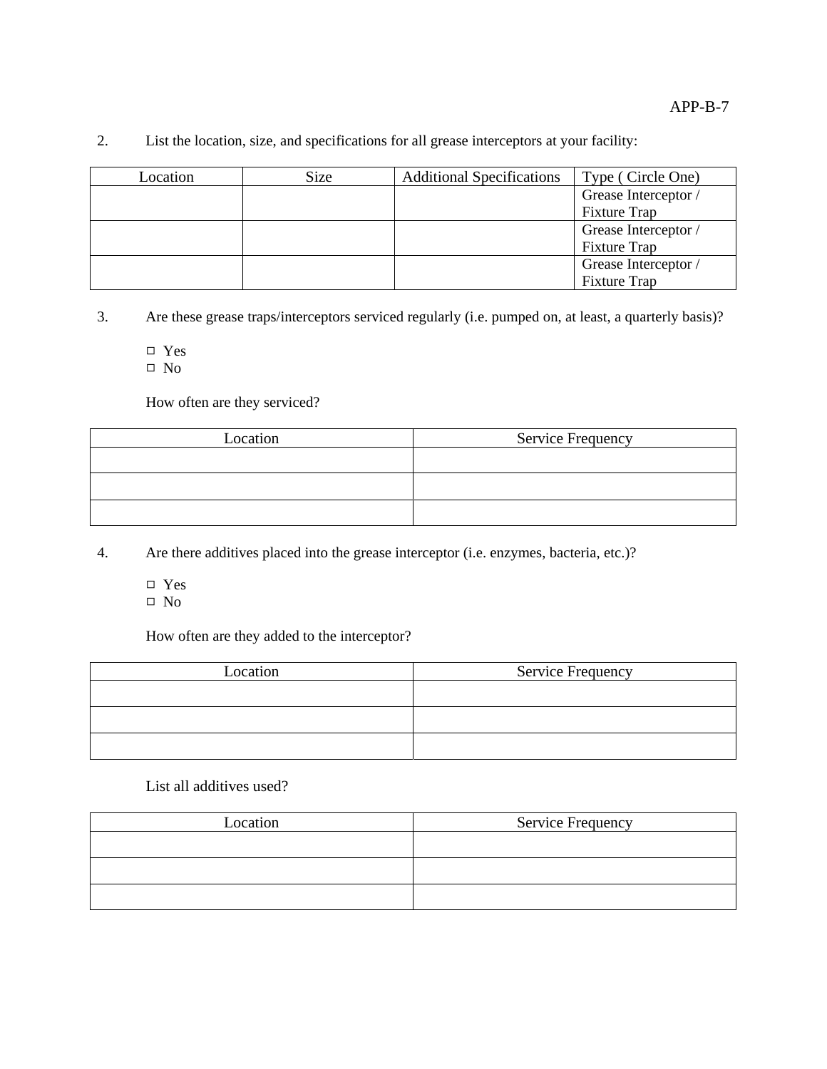2. List the location, size, and specifications for all grease interceptors at your facility:

| Location | Size | Additional Specifications | Type ( Circle One) |
|---|---|---|---|
| | | | Grease Interceptor / Fixture Trap |
| | | | Grease Interceptor / Fixture Trap |
| | | | Grease Interceptor / Fixture Trap |

3. Are these grease traps/interceptors serviced regularly (i.e. pumped on, at least, a quarterly basis)?

   - ☐ Yes
   - ☐ No

   How often are they serviced?

| Location | Service Frequency |
|---|---|
| | |
| | |
| | |

4. Are there additives placed into the grease interceptor (i.e. enzymes, bacteria, etc.)?

   - ☐ Yes
   - ☐ No

   How often are they added to the interceptor?

| Location | Service Frequency |
|---|---|
| | |
| | |
| | |

   List all additives used?

| Location | Service Frequency |
|---|---|
| | |
| | |
| | |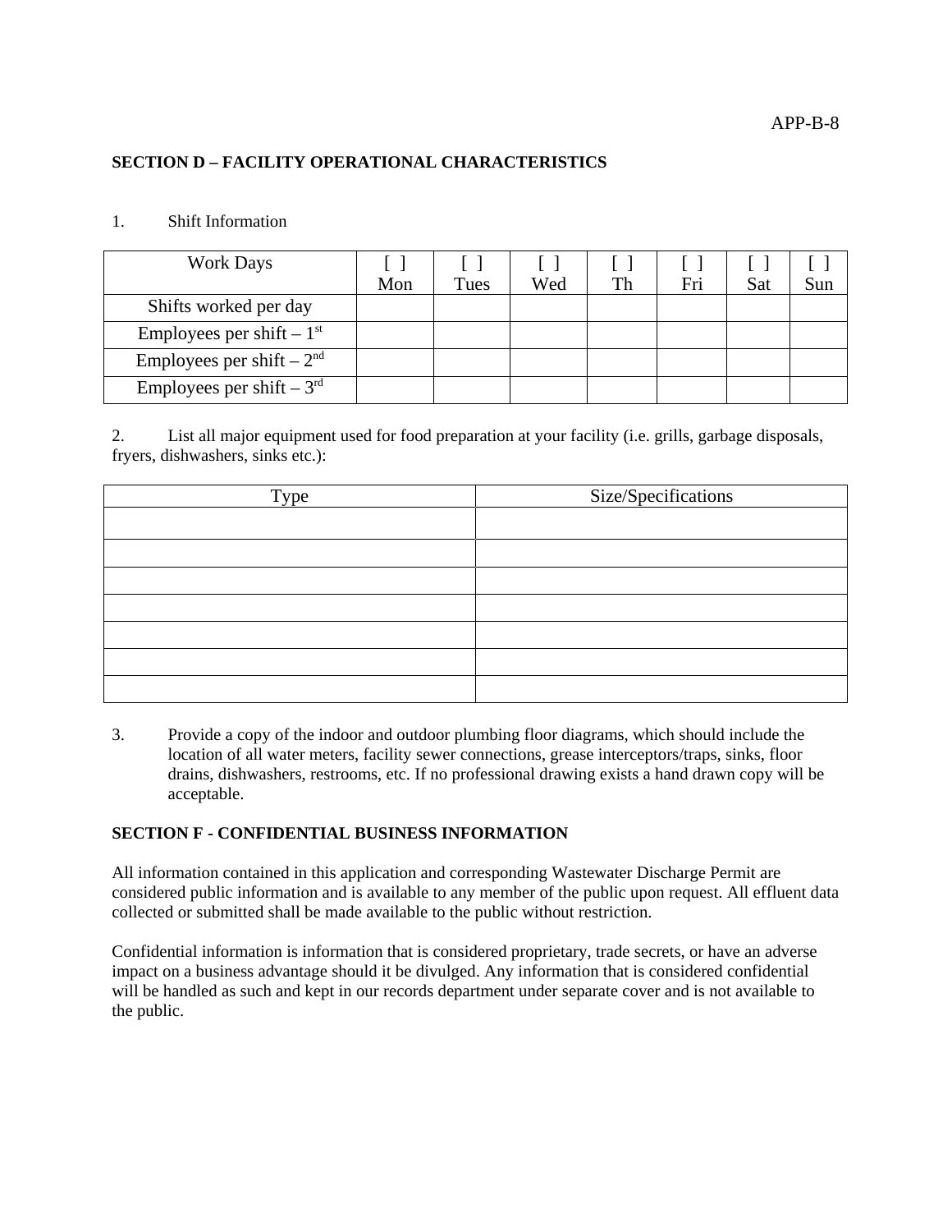## SECTION D – FACILITY OPERATIONAL CHARACTERISTICS

1. Shift Information

| Work Days | [ ] Mon | [ ] Tues | [ ] Wed | [ ] Th | [ ] Fri | [ ] Sat | [ ] Sun |
|---|---|---|---|---|---|---|---|
| Shifts worked per day | | | | | | | |
| Employees per shift – 1st | | | | | | | |
| Employees per shift – 2nd | | | | | | | |
| Employees per shift – 3rd | | | | | | | |

2. List all major equipment used for food preparation at your facility (i.e. grills, garbage disposals, fryers, dishwashers, sinks etc.):

| Type | Size/Specifications |
|---|---|
| | |
| | |
| | |
| | |
| | |
| | |
| | |

3. Provide a copy of the indoor and outdoor plumbing floor diagrams, which should include the location of all water meters, facility sewer connections, grease interceptors/traps, sinks, floor drains, dishwashers, restrooms, etc. If no professional drawing exists a hand drawn copy will be acceptable.

## SECTION F - CONFIDENTIAL BUSINESS INFORMATION

All information contained in this application and corresponding Wastewater Discharge Permit are considered public information and is available to any member of the public upon request. All effluent data collected or submitted shall be made available to the public without restriction.

Confidential information is information that is considered proprietary, trade secrets, or have an adverse impact on a business advantage should it be divulged. Any information that is considered confidential will be handled as such and kept in our records department under separate cover and is not available to the public.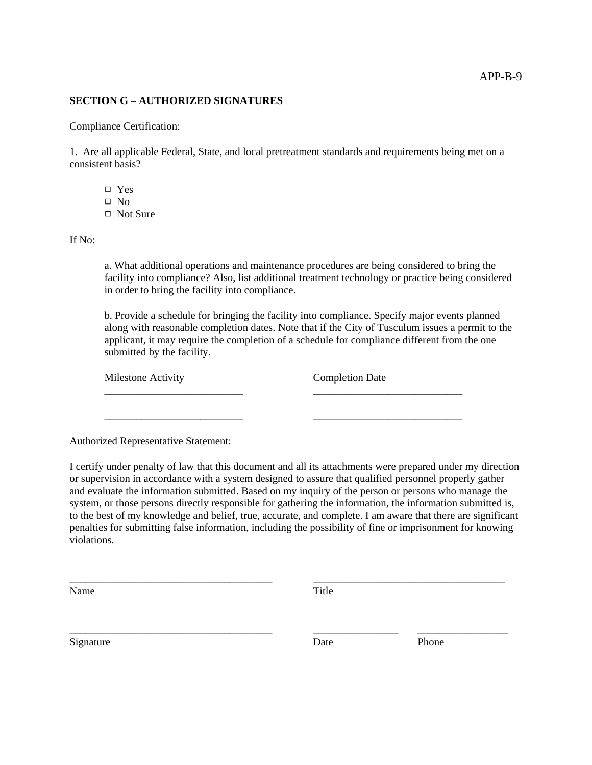## SECTION G – AUTHORIZED SIGNATURES

Compliance Certification:

1. Are all applicable Federal, State, and local pretreatment standards and requirements being met on a consistent basis?

- ☐ Yes
- ☐ No
- ☐ Not Sure

If No:

a. What additional operations and maintenance procedures are being considered to bring the facility into compliance? Also, list additional treatment technology or practice being considered in order to bring the facility into compliance.

b. Provide a schedule for bringing the facility into compliance. Specify major events planned along with reasonable completion dates. Note that if the City of Tusculum issues a permit to the applicant, it may require the completion of a schedule for compliance different from the one submitted by the facility.

| Milestone Activity | Completion Date |
|---|---|
| ___________________________ | _____________________________ |
| ___________________________ | _____________________________ |

Authorized Representative Statement:

I certify under penalty of law that this document and all its attachments were prepared under my direction or supervision in accordance with a system designed to assure that qualified personnel properly gather and evaluate the information submitted. Based on my inquiry of the person or persons who manage the system, or those persons directly responsible for gathering the information, the information submitted is, to the best of my knowledge and belief, true, accurate, and complete. I am aware that there are significant penalties for submitting false information, including the possibility of fine or imprisonment for knowing violations.

_______________________________________ _____________________________________
Name Title

_______________________________________ ________________ _________________
Signature Date Phone